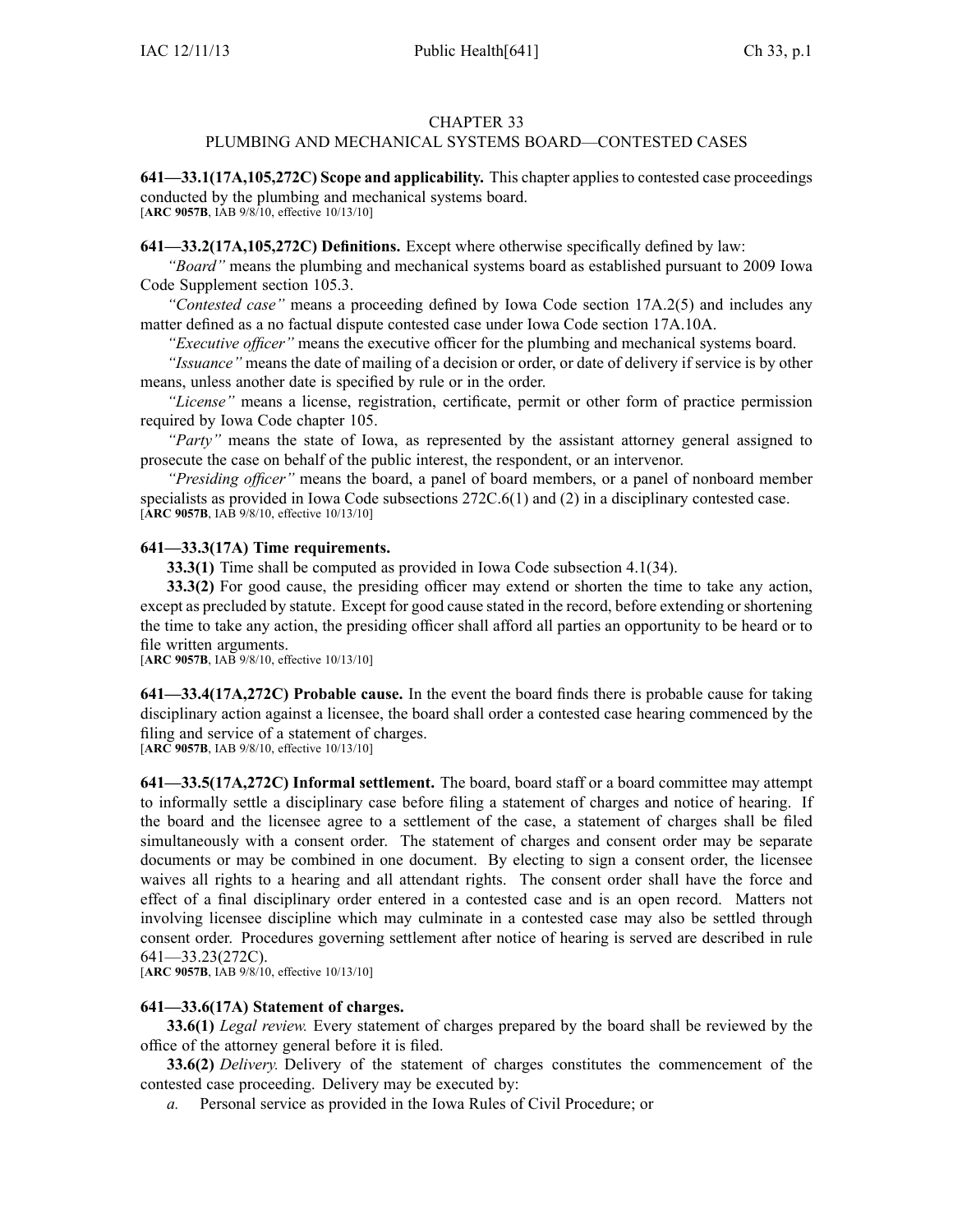# CHAPTER 33
## PLUMBING AND MECHANICAL SYSTEMS BOARD—CONTESTED CASES

**641—33.1(17A,105,272C) Scope and applicability.** This chapter applies to contested case proceedings conducted by the plumbing and mechanical systems board.
[**ARC 9057B**, IAB 9/8/10, effective 10/13/10]

**641—33.2(17A,105,272C) Definitions.** Except where otherwise specifically defined by law:

*"Board"* means the plumbing and mechanical systems board as established pursuant to 2009 Iowa Code Supplement section 105.3.

*"Contested case"* means a proceeding defined by Iowa Code section 17A.2(5) and includes any matter defined as a no factual dispute contested case under Iowa Code section 17A.10A.

*"Executive officer"* means the executive officer for the plumbing and mechanical systems board.

*"Issuance"* means the date of mailing of a decision or order, or date of delivery if service is by other means, unless another date is specified by rule or in the order.

*"License"* means a license, registration, certificate, permit or other form of practice permission required by Iowa Code chapter 105.

*"Party"* means the state of Iowa, as represented by the assistant attorney general assigned to prosecute the case on behalf of the public interest, the respondent, or an intervenor.

*"Presiding officer"* means the board, a panel of board members, or a panel of nonboard member specialists as provided in Iowa Code subsections 272C.6(1) and (2) in a disciplinary contested case.
[**ARC 9057B**, IAB 9/8/10, effective 10/13/10]

**641—33.3(17A) Time requirements.**

**33.3(1)** Time shall be computed as provided in Iowa Code subsection 4.1(34).

**33.3(2)** For good cause, the presiding officer may extend or shorten the time to take any action, except as precluded by statute. Except for good cause stated in the record, before extending or shortening the time to take any action, the presiding officer shall afford all parties an opportunity to be heard or to file written arguments.
[**ARC 9057B**, IAB 9/8/10, effective 10/13/10]

**641—33.4(17A,272C) Probable cause.** In the event the board finds there is probable cause for taking disciplinary action against a licensee, the board shall order a contested case hearing commenced by the filing and service of a statement of charges.
[**ARC 9057B**, IAB 9/8/10, effective 10/13/10]

**641—33.5(17A,272C) Informal settlement.** The board, board staff or a board committee may attempt to informally settle a disciplinary case before filing a statement of charges and notice of hearing. If the board and the licensee agree to a settlement of the case, a statement of charges shall be filed simultaneously with a consent order. The statement of charges and consent order may be separate documents or may be combined in one document. By electing to sign a consent order, the licensee waives all rights to a hearing and all attendant rights. The consent order shall have the force and effect of a final disciplinary order entered in a contested case and is an open record. Matters not involving licensee discipline which may culminate in a contested case may also be settled through consent order. Procedures governing settlement after notice of hearing is served are described in rule 641—33.23(272C).
[**ARC 9057B**, IAB 9/8/10, effective 10/13/10]

**641—33.6(17A) Statement of charges.**

**33.6(1)** *Legal review.* Every statement of charges prepared by the board shall be reviewed by the office of the attorney general before it is filed.

**33.6(2)** *Delivery.* Delivery of the statement of charges constitutes the commencement of the contested case proceeding. Delivery may be executed by:

*a.* Personal service as provided in the Iowa Rules of Civil Procedure; or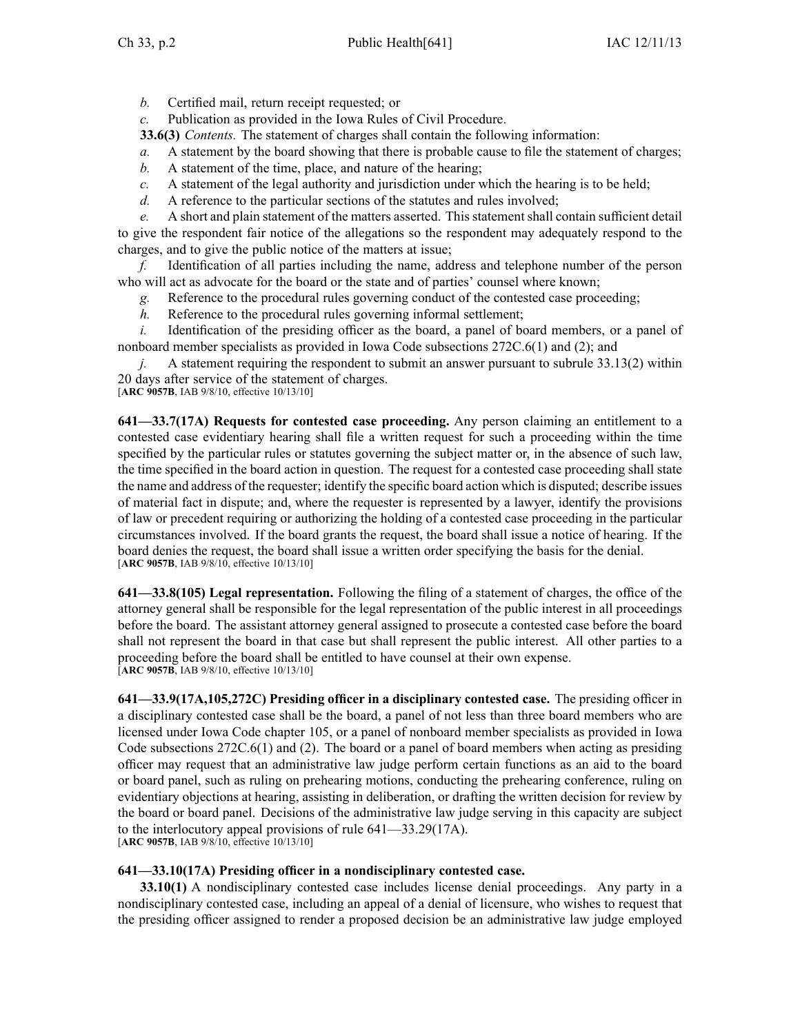*b.* Certified mail, return receipt requested; or

*c.* Publication as provided in the Iowa Rules of Civil Procedure.

**33.6(3)** *Contents.* The statement of charges shall contain the following information:

*a.* A statement by the board showing that there is probable cause to file the statement of charges;

*b.* A statement of the time, place, and nature of the hearing;

*c.* A statement of the legal authority and jurisdiction under which the hearing is to be held;

*d.* A reference to the particular sections of the statutes and rules involved;

*e.* A short and plain statement of the matters asserted. This statement shall contain sufficient detail to give the respondent fair notice of the allegations so the respondent may adequately respond to the charges, and to give the public notice of the matters at issue;

*f.* Identification of all parties including the name, address and telephone number of the person who will act as advocate for the board or the state and of parties' counsel where known;

*g.* Reference to the procedural rules governing conduct of the contested case proceeding;

*h.* Reference to the procedural rules governing informal settlement;

*i.* Identification of the presiding officer as the board, a panel of board members, or a panel of nonboard member specialists as provided in Iowa Code subsections 272C.6(1) and (2); and

*j.* A statement requiring the respondent to submit an answer pursuant to subrule 33.13(2) within 20 days after service of the statement of charges.

[**ARC 9057B**, IAB 9/8/10, effective 10/13/10]

**641—33.7(17A) Requests for contested case proceeding.** Any person claiming an entitlement to a contested case evidentiary hearing shall file a written request for such a proceeding within the time specified by the particular rules or statutes governing the subject matter or, in the absence of such law, the time specified in the board action in question. The request for a contested case proceeding shall state the name and address of the requester; identify the specific board action which is disputed; describe issues of material fact in dispute; and, where the requester is represented by a lawyer, identify the provisions of law or precedent requiring or authorizing the holding of a contested case proceeding in the particular circumstances involved. If the board grants the request, the board shall issue a notice of hearing. If the board denies the request, the board shall issue a written order specifying the basis for the denial.

[**ARC 9057B**, IAB 9/8/10, effective 10/13/10]

**641—33.8(105) Legal representation.** Following the filing of a statement of charges, the office of the attorney general shall be responsible for the legal representation of the public interest in all proceedings before the board. The assistant attorney general assigned to prosecute a contested case before the board shall not represent the board in that case but shall represent the public interest. All other parties to a proceeding before the board shall be entitled to have counsel at their own expense.

[**ARC 9057B**, IAB 9/8/10, effective 10/13/10]

**641—33.9(17A,105,272C) Presiding officer in a disciplinary contested case.** The presiding officer in a disciplinary contested case shall be the board, a panel of not less than three board members who are licensed under Iowa Code chapter 105, or a panel of nonboard member specialists as provided in Iowa Code subsections 272C.6(1) and (2). The board or a panel of board members when acting as presiding officer may request that an administrative law judge perform certain functions as an aid to the board or board panel, such as ruling on prehearing motions, conducting the prehearing conference, ruling on evidentiary objections at hearing, assisting in deliberation, or drafting the written decision for review by the board or board panel. Decisions of the administrative law judge serving in this capacity are subject to the interlocutory appeal provisions of rule 641—33.29(17A).

[**ARC 9057B**, IAB 9/8/10, effective 10/13/10]

**641—33.10(17A) Presiding officer in a nondisciplinary contested case.**

**33.10(1)** A nondisciplinary contested case includes license denial proceedings. Any party in a nondisciplinary contested case, including an appeal of a denial of licensure, who wishes to request that the presiding officer assigned to render a proposed decision be an administrative law judge employed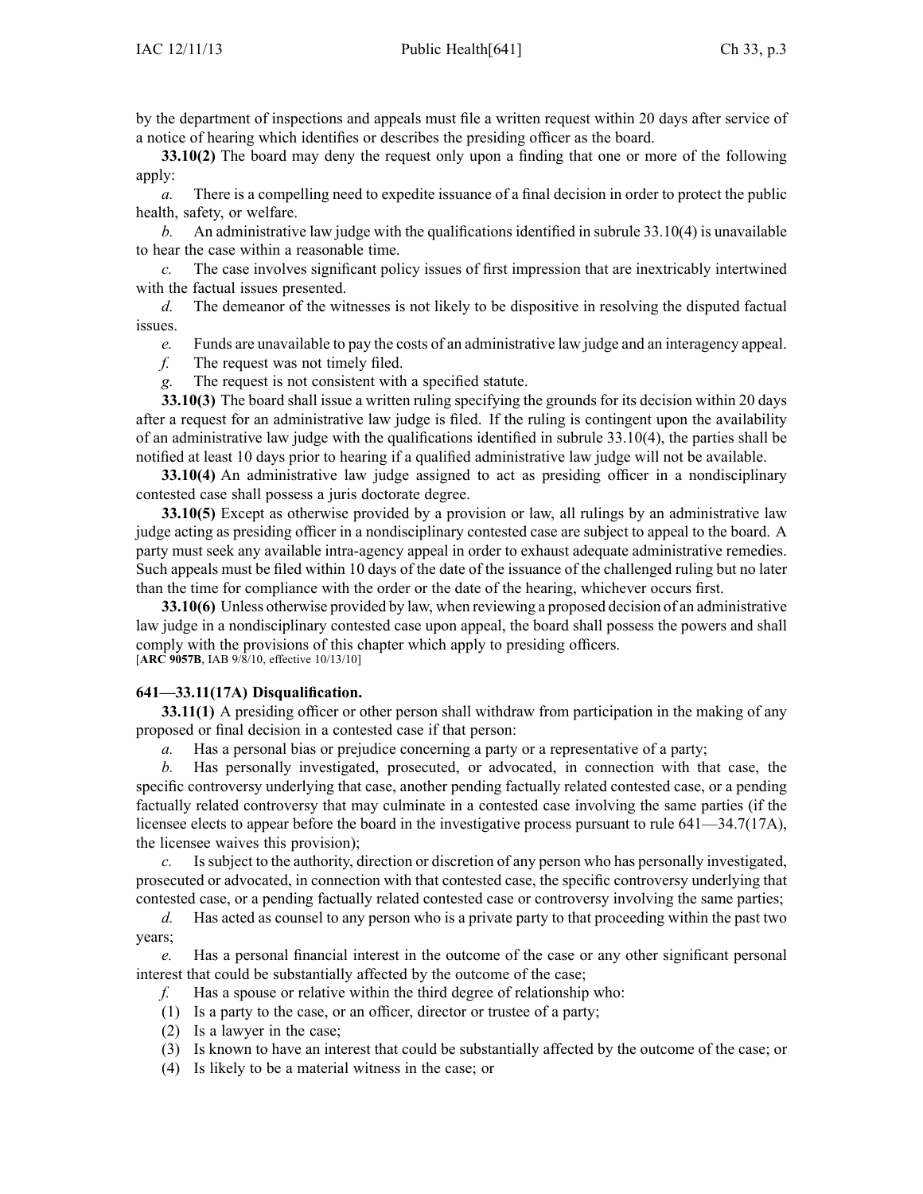by the department of inspections and appeals must file a written request within 20 days after service of a notice of hearing which identifies or describes the presiding officer as the board.

**33.10(2)** The board may deny the request only upon a finding that one or more of the following apply:

*a.* There is a compelling need to expedite issuance of a final decision in order to protect the public health, safety, or welfare.

*b.* An administrative law judge with the qualifications identified in subrule 33.10(4) is unavailable to hear the case within a reasonable time.

*c.* The case involves significant policy issues of first impression that are inextricably intertwined with the factual issues presented.

*d.* The demeanor of the witnesses is not likely to be dispositive in resolving the disputed factual issues.

*e.* Funds are unavailable to pay the costs of an administrative law judge and an interagency appeal.

*f.* The request was not timely filed.

*g.* The request is not consistent with a specified statute.

**33.10(3)** The board shall issue a written ruling specifying the grounds for its decision within 20 days after a request for an administrative law judge is filed. If the ruling is contingent upon the availability of an administrative law judge with the qualifications identified in subrule 33.10(4), the parties shall be notified at least 10 days prior to hearing if a qualified administrative law judge will not be available.

**33.10(4)** An administrative law judge assigned to act as presiding officer in a nondisciplinary contested case shall possess a juris doctorate degree.

**33.10(5)** Except as otherwise provided by a provision or law, all rulings by an administrative law judge acting as presiding officer in a nondisciplinary contested case are subject to appeal to the board. A party must seek any available intra-agency appeal in order to exhaust adequate administrative remedies. Such appeals must be filed within 10 days of the date of the issuance of the challenged ruling but no later than the time for compliance with the order or the date of the hearing, whichever occurs first.

**33.10(6)** Unless otherwise provided by law, when reviewing a proposed decision of an administrative law judge in a nondisciplinary contested case upon appeal, the board shall possess the powers and shall comply with the provisions of this chapter which apply to presiding officers.
[**ARC 9057B**, IAB 9/8/10, effective 10/13/10]

**641—33.11(17A) Disqualification.**

**33.11(1)** A presiding officer or other person shall withdraw from participation in the making of any proposed or final decision in a contested case if that person:

*a.* Has a personal bias or prejudice concerning a party or a representative of a party;

*b.* Has personally investigated, prosecuted, or advocated, in connection with that case, the specific controversy underlying that case, another pending factually related contested case, or a pending factually related controversy that may culminate in a contested case involving the same parties (if the licensee elects to appear before the board in the investigative process pursuant to rule 641—34.7(17A), the licensee waives this provision);

*c.* Is subject to the authority, direction or discretion of any person who has personally investigated, prosecuted or advocated, in connection with that contested case, the specific controversy underlying that contested case, or a pending factually related contested case or controversy involving the same parties;

*d.* Has acted as counsel to any person who is a private party to that proceeding within the past two years;

*e.* Has a personal financial interest in the outcome of the case or any other significant personal interest that could be substantially affected by the outcome of the case;

*f.* Has a spouse or relative within the third degree of relationship who:

(1) Is a party to the case, or an officer, director or trustee of a party;

(2) Is a lawyer in the case;

(3) Is known to have an interest that could be substantially affected by the outcome of the case; or

(4) Is likely to be a material witness in the case; or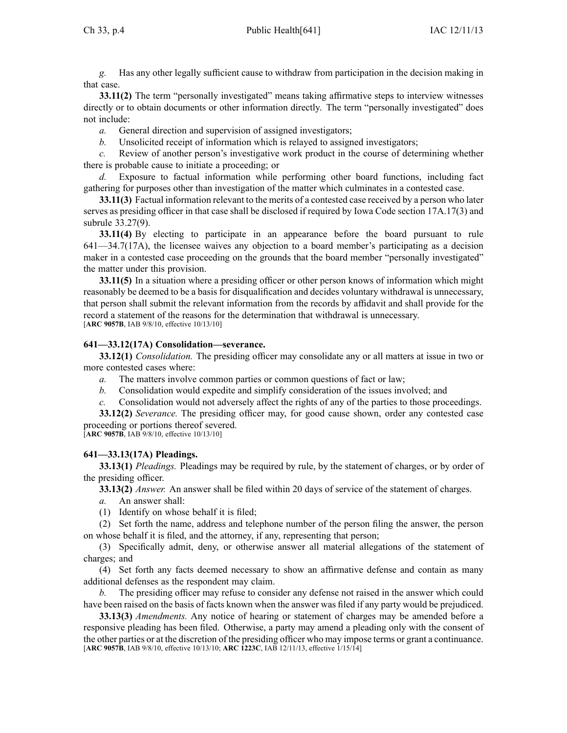*g.* Has any other legally sufficient cause to withdraw from participation in the decision making in that case.

**33.11(2)** The term "personally investigated" means taking affirmative steps to interview witnesses directly or to obtain documents or other information directly. The term "personally investigated" does not include:

*a.* General direction and supervision of assigned investigators;

*b.* Unsolicited receipt of information which is relayed to assigned investigators;

*c.* Review of another person's investigative work product in the course of determining whether there is probable cause to initiate a proceeding; or

*d.* Exposure to factual information while performing other board functions, including fact gathering for purposes other than investigation of the matter which culminates in a contested case.

**33.11(3)** Factual information relevant to the merits of a contested case received by a person who later serves as presiding officer in that case shall be disclosed if required by Iowa Code section 17A.17(3) and subrule 33.27(9).

**33.11(4)** By electing to participate in an appearance before the board pursuant to rule 641—34.7(17A), the licensee waives any objection to a board member's participating as a decision maker in a contested case proceeding on the grounds that the board member "personally investigated" the matter under this provision.

**33.11(5)** In a situation where a presiding officer or other person knows of information which might reasonably be deemed to be a basis for disqualification and decides voluntary withdrawal is unnecessary, that person shall submit the relevant information from the records by affidavit and shall provide for the record a statement of the reasons for the determination that withdrawal is unnecessary.
[**ARC 9057B**, IAB 9/8/10, effective 10/13/10]

#### 641—33.12(17A) Consolidation—severance.

**33.12(1)** *Consolidation.* The presiding officer may consolidate any or all matters at issue in two or more contested cases where:

*a.* The matters involve common parties or common questions of fact or law;

*b.* Consolidation would expedite and simplify consideration of the issues involved; and

*c.* Consolidation would not adversely affect the rights of any of the parties to those proceedings.

**33.12(2)** *Severance.* The presiding officer may, for good cause shown, order any contested case proceeding or portions thereof severed.
[**ARC 9057B**, IAB 9/8/10, effective 10/13/10]

#### 641—33.13(17A) Pleadings.

**33.13(1)** *Pleadings.* Pleadings may be required by rule, by the statement of charges, or by order of the presiding officer.

**33.13(2)** *Answer.* An answer shall be filed within 20 days of service of the statement of charges.

*a.* An answer shall:

(1) Identify on whose behalf it is filed;

(2) Set forth the name, address and telephone number of the person filing the answer, the person on whose behalf it is filed, and the attorney, if any, representing that person;

(3) Specifically admit, deny, or otherwise answer all material allegations of the statement of charges; and

(4) Set forth any facts deemed necessary to show an affirmative defense and contain as many additional defenses as the respondent may claim.

*b.* The presiding officer may refuse to consider any defense not raised in the answer which could have been raised on the basis of facts known when the answer was filed if any party would be prejudiced.

**33.13(3)** *Amendments.* Any notice of hearing or statement of charges may be amended before a responsive pleading has been filed. Otherwise, a party may amend a pleading only with the consent of the other parties or at the discretion of the presiding officer who may impose terms or grant a continuance.
[**ARC 9057B**, IAB 9/8/10, effective 10/13/10; **ARC 1223C**, IAB 12/11/13, effective 1/15/14]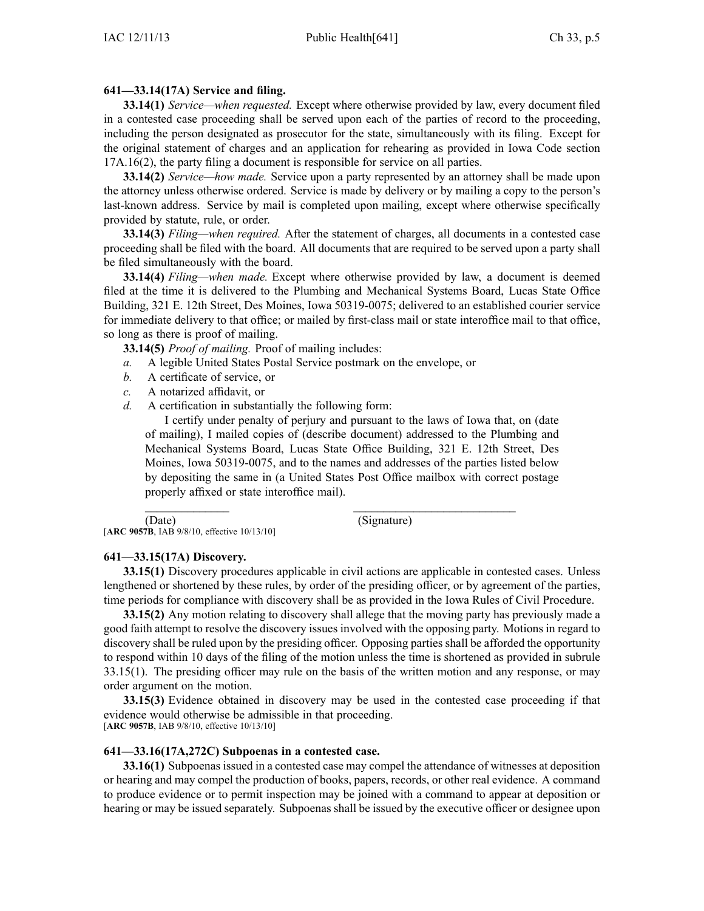**641—33.14(17A) Service and filing.**

**33.14(1)** *Service—when requested.* Except where otherwise provided by law, every document filed in a contested case proceeding shall be served upon each of the parties of record to the proceeding, including the person designated as prosecutor for the state, simultaneously with its filing. Except for the original statement of charges and an application for rehearing as provided in Iowa Code section 17A.16(2), the party filing a document is responsible for service on all parties.

**33.14(2)** *Service—how made.* Service upon a party represented by an attorney shall be made upon the attorney unless otherwise ordered. Service is made by delivery or by mailing a copy to the person's last-known address. Service by mail is completed upon mailing, except where otherwise specifically provided by statute, rule, or order.

**33.14(3)** *Filing—when required.* After the statement of charges, all documents in a contested case proceeding shall be filed with the board. All documents that are required to be served upon a party shall be filed simultaneously with the board.

**33.14(4)** *Filing—when made.* Except where otherwise provided by law, a document is deemed filed at the time it is delivered to the Plumbing and Mechanical Systems Board, Lucas State Office Building, 321 E. 12th Street, Des Moines, Iowa 50319-0075; delivered to an established courier service for immediate delivery to that office; or mailed by first-class mail or state interoffice mail to that office, so long as there is proof of mailing.

**33.14(5)** *Proof of mailing.* Proof of mailing includes:

*a.* A legible United States Postal Service postmark on the envelope, or

*b.* A certificate of service, or

*c.* A notarized affidavit, or

*d.* A certification in substantially the following form:

> I certify under penalty of perjury and pursuant to the laws of Iowa that, on (date of mailing), I mailed copies of (describe document) addressed to the Plumbing and Mechanical Systems Board, Lucas State Office Building, 321 E. 12th Street, Des Moines, Iowa 50319-0075, and to the names and addresses of the parties listed below by depositing the same in (a United States Post Office mailbox with correct postage properly affixed or state interoffice mail).
>
> \_\_\_\_\_\_\_\_\_\_\_\_\_\_ \_\_\_\_\_\_\_\_\_\_\_\_\_\_\_\_\_\_\_\_\_\_\_\_\_\_\_
>
> (Date) (Signature)

[**ARC 9057B**, IAB 9/8/10, effective 10/13/10]

**641—33.15(17A) Discovery.**

**33.15(1)** Discovery procedures applicable in civil actions are applicable in contested cases. Unless lengthened or shortened by these rules, by order of the presiding officer, or by agreement of the parties, time periods for compliance with discovery shall be as provided in the Iowa Rules of Civil Procedure.

**33.15(2)** Any motion relating to discovery shall allege that the moving party has previously made a good faith attempt to resolve the discovery issues involved with the opposing party. Motions in regard to discovery shall be ruled upon by the presiding officer. Opposing parties shall be afforded the opportunity to respond within 10 days of the filing of the motion unless the time is shortened as provided in subrule 33.15(1). The presiding officer may rule on the basis of the written motion and any response, or may order argument on the motion.

**33.15(3)** Evidence obtained in discovery may be used in the contested case proceeding if that evidence would otherwise be admissible in that proceeding.

[**ARC 9057B**, IAB 9/8/10, effective 10/13/10]

**641—33.16(17A,272C) Subpoenas in a contested case.**

**33.16(1)** Subpoenas issued in a contested case may compel the attendance of witnesses at deposition or hearing and may compel the production of books, papers, records, or other real evidence. A command to produce evidence or to permit inspection may be joined with a command to appear at deposition or hearing or may be issued separately. Subpoenas shall be issued by the executive officer or designee upon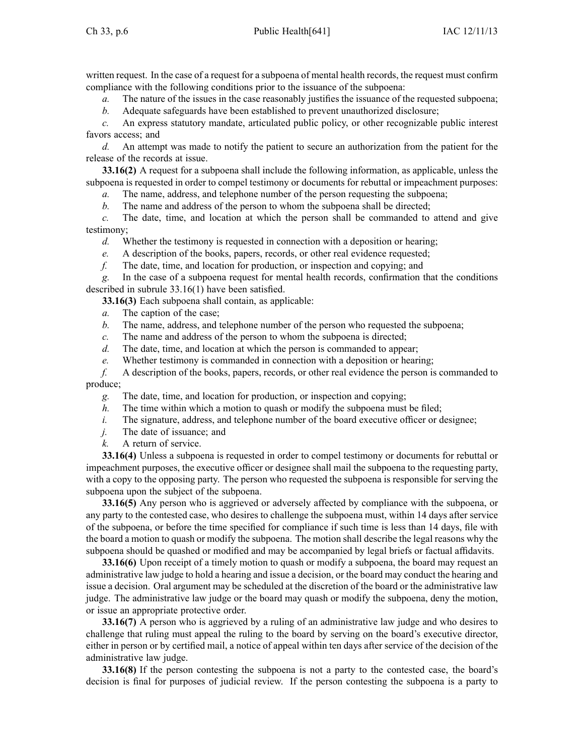written request. In the case of a request for a subpoena of mental health records, the request must confirm compliance with the following conditions prior to the issuance of the subpoena:

*a.* The nature of the issues in the case reasonably justifies the issuance of the requested subpoena;

*b.* Adequate safeguards have been established to prevent unauthorized disclosure;

*c.* An express statutory mandate, articulated public policy, or other recognizable public interest favors access; and

*d.* An attempt was made to notify the patient to secure an authorization from the patient for the release of the records at issue.

**33.16(2)** A request for a subpoena shall include the following information, as applicable, unless the subpoena is requested in order to compel testimony or documents for rebuttal or impeachment purposes:

*a.* The name, address, and telephone number of the person requesting the subpoena;

*b.* The name and address of the person to whom the subpoena shall be directed;

*c.* The date, time, and location at which the person shall be commanded to attend and give testimony;

*d.* Whether the testimony is requested in connection with a deposition or hearing;

*e.* A description of the books, papers, records, or other real evidence requested;

*f.* The date, time, and location for production, or inspection and copying; and

*g.* In the case of a subpoena request for mental health records, confirmation that the conditions described in subrule 33.16(1) have been satisfied.

**33.16(3)** Each subpoena shall contain, as applicable:

*a.* The caption of the case;

*b.* The name, address, and telephone number of the person who requested the subpoena;

*c.* The name and address of the person to whom the subpoena is directed;

*d.* The date, time, and location at which the person is commanded to appear;

*e.* Whether testimony is commanded in connection with a deposition or hearing;

*f.* A description of the books, papers, records, or other real evidence the person is commanded to produce;

*g.* The date, time, and location for production, or inspection and copying;

*h.* The time within which a motion to quash or modify the subpoena must be filed;

*i.* The signature, address, and telephone number of the board executive officer or designee;

*j.* The date of issuance; and

*k.* A return of service.

**33.16(4)** Unless a subpoena is requested in order to compel testimony or documents for rebuttal or impeachment purposes, the executive officer or designee shall mail the subpoena to the requesting party, with a copy to the opposing party. The person who requested the subpoena is responsible for serving the subpoena upon the subject of the subpoena.

**33.16(5)** Any person who is aggrieved or adversely affected by compliance with the subpoena, or any party to the contested case, who desires to challenge the subpoena must, within 14 days after service of the subpoena, or before the time specified for compliance if such time is less than 14 days, file with the board a motion to quash or modify the subpoena. The motion shall describe the legal reasons why the subpoena should be quashed or modified and may be accompanied by legal briefs or factual affidavits.

**33.16(6)** Upon receipt of a timely motion to quash or modify a subpoena, the board may request an administrative law judge to hold a hearing and issue a decision, or the board may conduct the hearing and issue a decision. Oral argument may be scheduled at the discretion of the board or the administrative law judge. The administrative law judge or the board may quash or modify the subpoena, deny the motion, or issue an appropriate protective order.

**33.16(7)** A person who is aggrieved by a ruling of an administrative law judge and who desires to challenge that ruling must appeal the ruling to the board by serving on the board's executive director, either in person or by certified mail, a notice of appeal within ten days after service of the decision of the administrative law judge.

**33.16(8)** If the person contesting the subpoena is not a party to the contested case, the board's decision is final for purposes of judicial review. If the person contesting the subpoena is a party to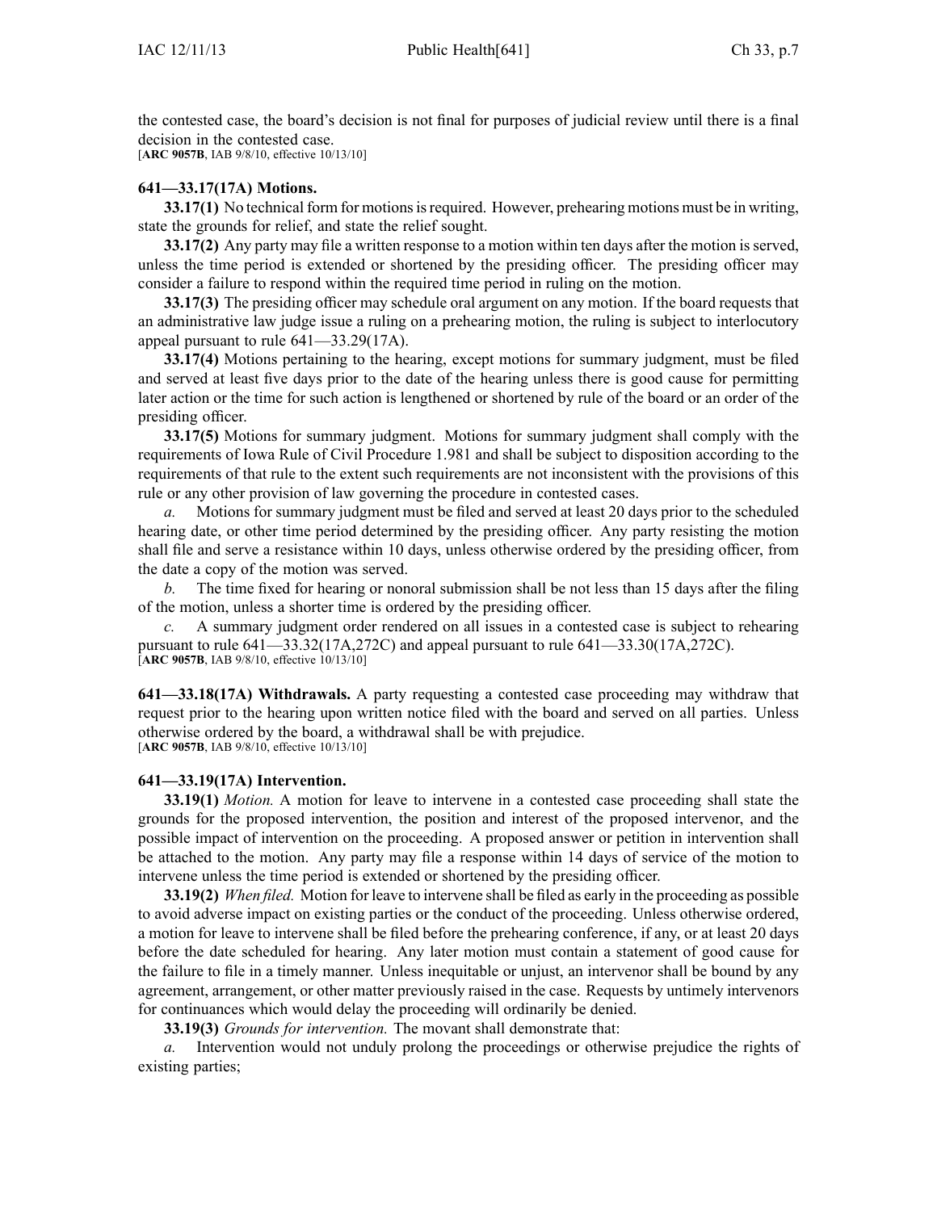the contested case, the board's decision is not final for purposes of judicial review until there is a final decision in the contested case.
[**ARC 9057B**, IAB 9/8/10, effective 10/13/10]

**641—33.17(17A) Motions.**

**33.17(1)** No technical form for motions is required. However, prehearing motions must be in writing, state the grounds for relief, and state the relief sought.

**33.17(2)** Any party may file a written response to a motion within ten days after the motion is served, unless the time period is extended or shortened by the presiding officer. The presiding officer may consider a failure to respond within the required time period in ruling on the motion.

**33.17(3)** The presiding officer may schedule oral argument on any motion. If the board requests that an administrative law judge issue a ruling on a prehearing motion, the ruling is subject to interlocutory appeal pursuant to rule 641—33.29(17A).

**33.17(4)** Motions pertaining to the hearing, except motions for summary judgment, must be filed and served at least five days prior to the date of the hearing unless there is good cause for permitting later action or the time for such action is lengthened or shortened by rule of the board or an order of the presiding officer.

**33.17(5)** Motions for summary judgment. Motions for summary judgment shall comply with the requirements of Iowa Rule of Civil Procedure 1.981 and shall be subject to disposition according to the requirements of that rule to the extent such requirements are not inconsistent with the provisions of this rule or any other provision of law governing the procedure in contested cases.

*a.* Motions for summary judgment must be filed and served at least 20 days prior to the scheduled hearing date, or other time period determined by the presiding officer. Any party resisting the motion shall file and serve a resistance within 10 days, unless otherwise ordered by the presiding officer, from the date a copy of the motion was served.

*b.* The time fixed for hearing or nonoral submission shall be not less than 15 days after the filing of the motion, unless a shorter time is ordered by the presiding officer.

*c.* A summary judgment order rendered on all issues in a contested case is subject to rehearing pursuant to rule 641—33.32(17A,272C) and appeal pursuant to rule 641—33.30(17A,272C).
[**ARC 9057B**, IAB 9/8/10, effective 10/13/10]

**641—33.18(17A) Withdrawals.** A party requesting a contested case proceeding may withdraw that request prior to the hearing upon written notice filed with the board and served on all parties. Unless otherwise ordered by the board, a withdrawal shall be with prejudice.
[**ARC 9057B**, IAB 9/8/10, effective 10/13/10]

**641—33.19(17A) Intervention.**

**33.19(1)** *Motion.* A motion for leave to intervene in a contested case proceeding shall state the grounds for the proposed intervention, the position and interest of the proposed intervenor, and the possible impact of intervention on the proceeding. A proposed answer or petition in intervention shall be attached to the motion. Any party may file a response within 14 days of service of the motion to intervene unless the time period is extended or shortened by the presiding officer.

**33.19(2)** *When filed.* Motion for leave to intervene shall be filed as early in the proceeding as possible to avoid adverse impact on existing parties or the conduct of the proceeding. Unless otherwise ordered, a motion for leave to intervene shall be filed before the prehearing conference, if any, or at least 20 days before the date scheduled for hearing. Any later motion must contain a statement of good cause for the failure to file in a timely manner. Unless inequitable or unjust, an intervenor shall be bound by any agreement, arrangement, or other matter previously raised in the case. Requests by untimely intervenors for continuances which would delay the proceeding will ordinarily be denied.

**33.19(3)** *Grounds for intervention.* The movant shall demonstrate that:

*a.* Intervention would not unduly prolong the proceedings or otherwise prejudice the rights of existing parties;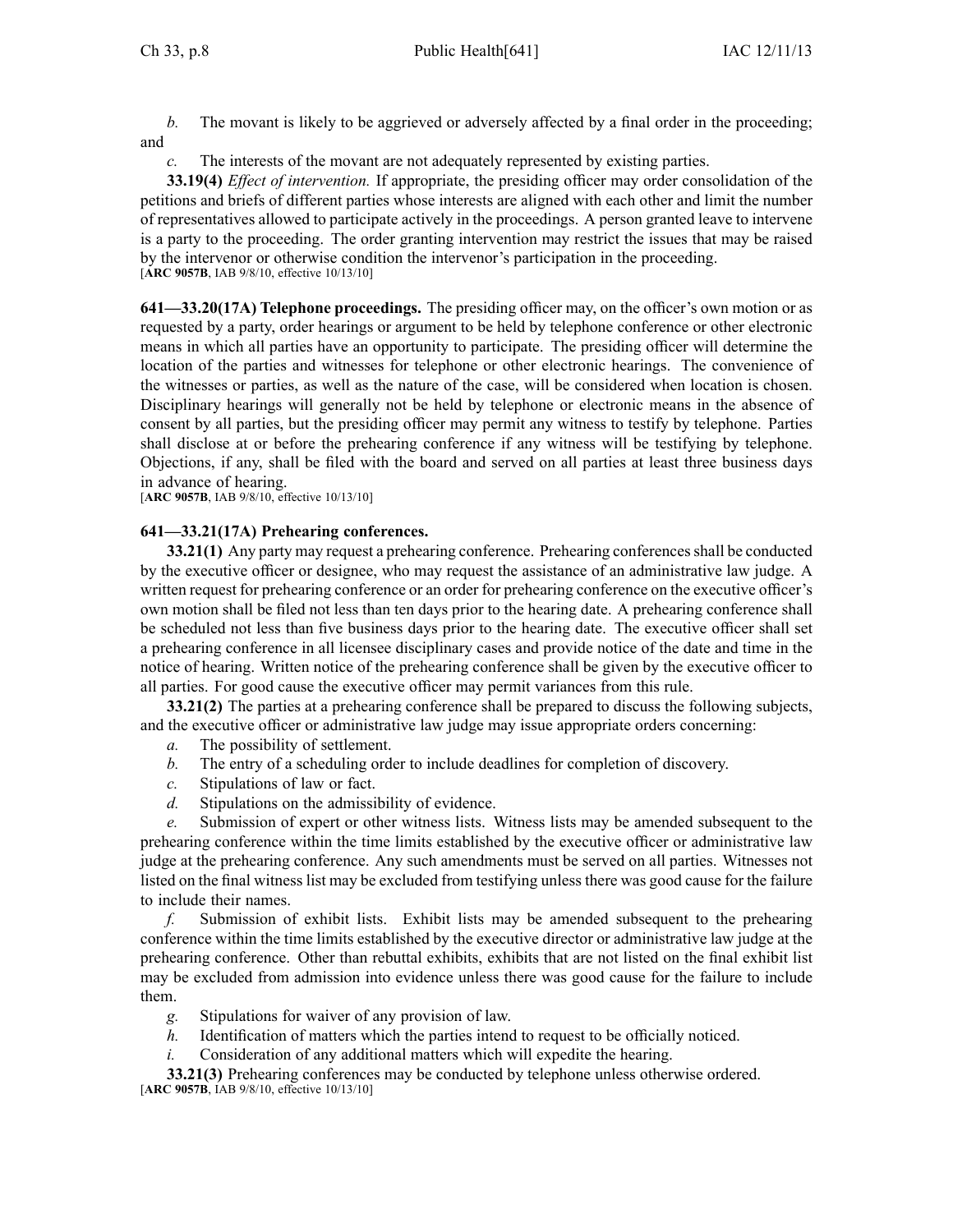*b.* The movant is likely to be aggrieved or adversely affected by a final order in the proceeding; and

*c.* The interests of the movant are not adequately represented by existing parties.

**33.19(4)** *Effect of intervention.* If appropriate, the presiding officer may order consolidation of the petitions and briefs of different parties whose interests are aligned with each other and limit the number of representatives allowed to participate actively in the proceedings. A person granted leave to intervene is a party to the proceeding. The order granting intervention may restrict the issues that may be raised by the intervenor or otherwise condition the intervenor's participation in the proceeding.
[**ARC 9057B**, IAB 9/8/10, effective 10/13/10]

**641—33.20(17A) Telephone proceedings.** The presiding officer may, on the officer's own motion or as requested by a party, order hearings or argument to be held by telephone conference or other electronic means in which all parties have an opportunity to participate. The presiding officer will determine the location of the parties and witnesses for telephone or other electronic hearings. The convenience of the witnesses or parties, as well as the nature of the case, will be considered when location is chosen. Disciplinary hearings will generally not be held by telephone or electronic means in the absence of consent by all parties, but the presiding officer may permit any witness to testify by telephone. Parties shall disclose at or before the prehearing conference if any witness will be testifying by telephone. Objections, if any, shall be filed with the board and served on all parties at least three business days in advance of hearing.
[**ARC 9057B**, IAB 9/8/10, effective 10/13/10]

**641—33.21(17A) Prehearing conferences.**

**33.21(1)** Any party may request a prehearing conference. Prehearing conferences shall be conducted by the executive officer or designee, who may request the assistance of an administrative law judge. A written request for prehearing conference or an order for prehearing conference on the executive officer's own motion shall be filed not less than ten days prior to the hearing date. A prehearing conference shall be scheduled not less than five business days prior to the hearing date. The executive officer shall set a prehearing conference in all licensee disciplinary cases and provide notice of the date and time in the notice of hearing. Written notice of the prehearing conference shall be given by the executive officer to all parties. For good cause the executive officer may permit variances from this rule.

**33.21(2)** The parties at a prehearing conference shall be prepared to discuss the following subjects, and the executive officer or administrative law judge may issue appropriate orders concerning:

*a.* The possibility of settlement.

*b.* The entry of a scheduling order to include deadlines for completion of discovery.

*c.* Stipulations of law or fact.

*d.* Stipulations on the admissibility of evidence.

*e.* Submission of expert or other witness lists. Witness lists may be amended subsequent to the prehearing conference within the time limits established by the executive officer or administrative law judge at the prehearing conference. Any such amendments must be served on all parties. Witnesses not listed on the final witness list may be excluded from testifying unless there was good cause for the failure to include their names.

*f.* Submission of exhibit lists. Exhibit lists may be amended subsequent to the prehearing conference within the time limits established by the executive director or administrative law judge at the prehearing conference. Other than rebuttal exhibits, exhibits that are not listed on the final exhibit list may be excluded from admission into evidence unless there was good cause for the failure to include them.

*g.* Stipulations for waiver of any provision of law.

*h.* Identification of matters which the parties intend to request to be officially noticed.

*i.* Consideration of any additional matters which will expedite the hearing.

**33.21(3)** Prehearing conferences may be conducted by telephone unless otherwise ordered.
[**ARC 9057B**, IAB 9/8/10, effective 10/13/10]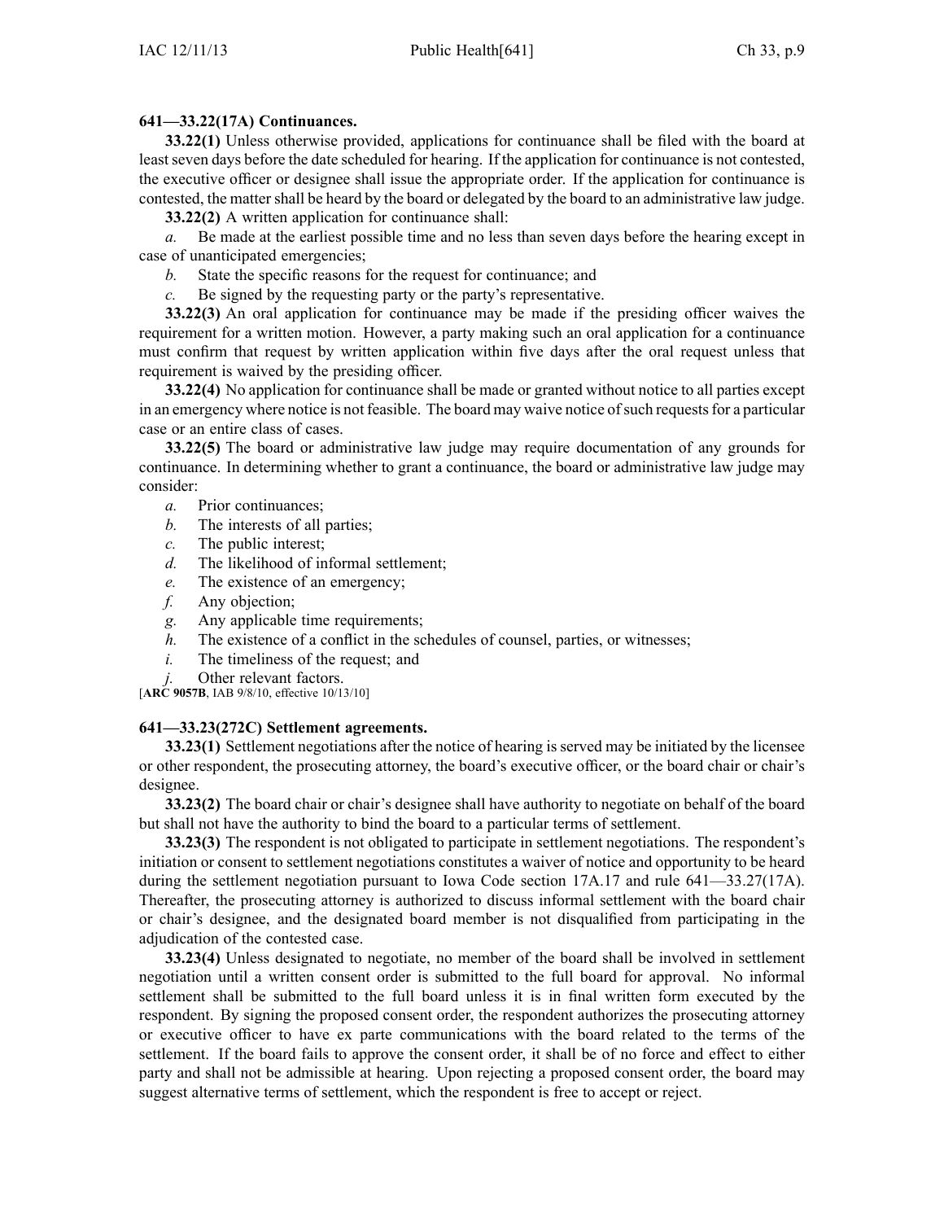**641—33.22(17A) Continuances.**

**33.22(1)** Unless otherwise provided, applications for continuance shall be filed with the board at least seven days before the date scheduled for hearing. If the application for continuance is not contested, the executive officer or designee shall issue the appropriate order. If the application for continuance is contested, the matter shall be heard by the board or delegated by the board to an administrative law judge.

**33.22(2)** A written application for continuance shall:

*a.* Be made at the earliest possible time and no less than seven days before the hearing except in case of unanticipated emergencies;

*b.* State the specific reasons for the request for continuance; and

*c.* Be signed by the requesting party or the party's representative.

**33.22(3)** An oral application for continuance may be made if the presiding officer waives the requirement for a written motion. However, a party making such an oral application for a continuance must confirm that request by written application within five days after the oral request unless that requirement is waived by the presiding officer.

**33.22(4)** No application for continuance shall be made or granted without notice to all parties except in an emergency where notice is not feasible. The board may waive notice of such requests for a particular case or an entire class of cases.

**33.22(5)** The board or administrative law judge may require documentation of any grounds for continuance. In determining whether to grant a continuance, the board or administrative law judge may consider:

*a.* Prior continuances;

*b.* The interests of all parties;

*c.* The public interest;

*d.* The likelihood of informal settlement;

*e.* The existence of an emergency;

*f.* Any objection;

*g.* Any applicable time requirements;

*h.* The existence of a conflict in the schedules of counsel, parties, or witnesses;

*i.* The timeliness of the request; and

*j.* Other relevant factors.

[**ARC 9057B**, IAB 9/8/10, effective 10/13/10]

**641—33.23(272C) Settlement agreements.**

**33.23(1)** Settlement negotiations after the notice of hearing is served may be initiated by the licensee or other respondent, the prosecuting attorney, the board's executive officer, or the board chair or chair's designee.

**33.23(2)** The board chair or chair's designee shall have authority to negotiate on behalf of the board but shall not have the authority to bind the board to a particular terms of settlement.

**33.23(3)** The respondent is not obligated to participate in settlement negotiations. The respondent's initiation or consent to settlement negotiations constitutes a waiver of notice and opportunity to be heard during the settlement negotiation pursuant to Iowa Code section 17A.17 and rule 641—33.27(17A). Thereafter, the prosecuting attorney is authorized to discuss informal settlement with the board chair or chair's designee, and the designated board member is not disqualified from participating in the adjudication of the contested case.

**33.23(4)** Unless designated to negotiate, no member of the board shall be involved in settlement negotiation until a written consent order is submitted to the full board for approval. No informal settlement shall be submitted to the full board unless it is in final written form executed by the respondent. By signing the proposed consent order, the respondent authorizes the prosecuting attorney or executive officer to have ex parte communications with the board related to the terms of the settlement. If the board fails to approve the consent order, it shall be of no force and effect to either party and shall not be admissible at hearing. Upon rejecting a proposed consent order, the board may suggest alternative terms of settlement, which the respondent is free to accept or reject.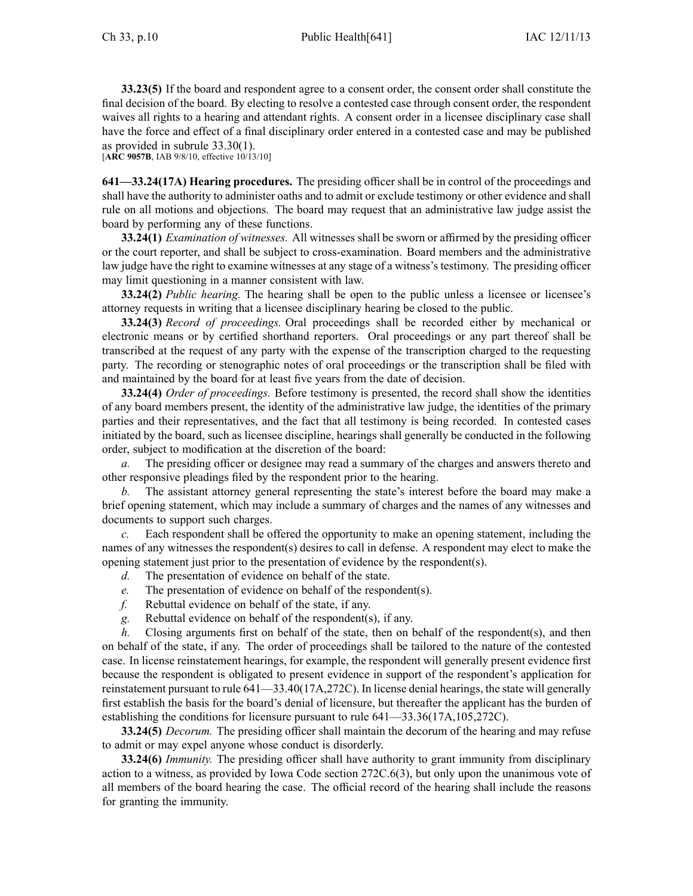**33.23(5)** If the board and respondent agree to a consent order, the consent order shall constitute the final decision of the board. By electing to resolve a contested case through consent order, the respondent waives all rights to a hearing and attendant rights. A consent order in a licensee disciplinary case shall have the force and effect of a final disciplinary order entered in a contested case and may be published as provided in subrule 33.30(1).
[**ARC 9057B**, IAB 9/8/10, effective 10/13/10]

**641—33.24(17A) Hearing procedures.** The presiding officer shall be in control of the proceedings and shall have the authority to administer oaths and to admit or exclude testimony or other evidence and shall rule on all motions and objections. The board may request that an administrative law judge assist the board by performing any of these functions.

**33.24(1)** *Examination of witnesses.* All witnesses shall be sworn or affirmed by the presiding officer or the court reporter, and shall be subject to cross-examination. Board members and the administrative law judge have the right to examine witnesses at any stage of a witness's testimony. The presiding officer may limit questioning in a manner consistent with law.

**33.24(2)** *Public hearing.* The hearing shall be open to the public unless a licensee or licensee's attorney requests in writing that a licensee disciplinary hearing be closed to the public.

**33.24(3)** *Record of proceedings.* Oral proceedings shall be recorded either by mechanical or electronic means or by certified shorthand reporters. Oral proceedings or any part thereof shall be transcribed at the request of any party with the expense of the transcription charged to the requesting party. The recording or stenographic notes of oral proceedings or the transcription shall be filed with and maintained by the board for at least five years from the date of decision.

**33.24(4)** *Order of proceedings.* Before testimony is presented, the record shall show the identities of any board members present, the identity of the administrative law judge, the identities of the primary parties and their representatives, and the fact that all testimony is being recorded. In contested cases initiated by the board, such as licensee discipline, hearings shall generally be conducted in the following order, subject to modification at the discretion of the board:

*a.* The presiding officer or designee may read a summary of the charges and answers thereto and other responsive pleadings filed by the respondent prior to the hearing.

*b.* The assistant attorney general representing the state's interest before the board may make a brief opening statement, which may include a summary of charges and the names of any witnesses and documents to support such charges.

*c.* Each respondent shall be offered the opportunity to make an opening statement, including the names of any witnesses the respondent(s) desires to call in defense. A respondent may elect to make the opening statement just prior to the presentation of evidence by the respondent(s).

*d.* The presentation of evidence on behalf of the state.

*e.* The presentation of evidence on behalf of the respondent(s).

*f.* Rebuttal evidence on behalf of the state, if any.

*g.* Rebuttal evidence on behalf of the respondent(s), if any.

*h.* Closing arguments first on behalf of the state, then on behalf of the respondent(s), and then on behalf of the state, if any. The order of proceedings shall be tailored to the nature of the contested case. In license reinstatement hearings, for example, the respondent will generally present evidence first because the respondent is obligated to present evidence in support of the respondent's application for reinstatement pursuant to rule 641—33.40(17A,272C). In license denial hearings, the state will generally first establish the basis for the board's denial of licensure, but thereafter the applicant has the burden of establishing the conditions for licensure pursuant to rule 641—33.36(17A,105,272C).

**33.24(5)** *Decorum.* The presiding officer shall maintain the decorum of the hearing and may refuse to admit or may expel anyone whose conduct is disorderly.

**33.24(6)** *Immunity.* The presiding officer shall have authority to grant immunity from disciplinary action to a witness, as provided by Iowa Code section 272C.6(3), but only upon the unanimous vote of all members of the board hearing the case. The official record of the hearing shall include the reasons for granting the immunity.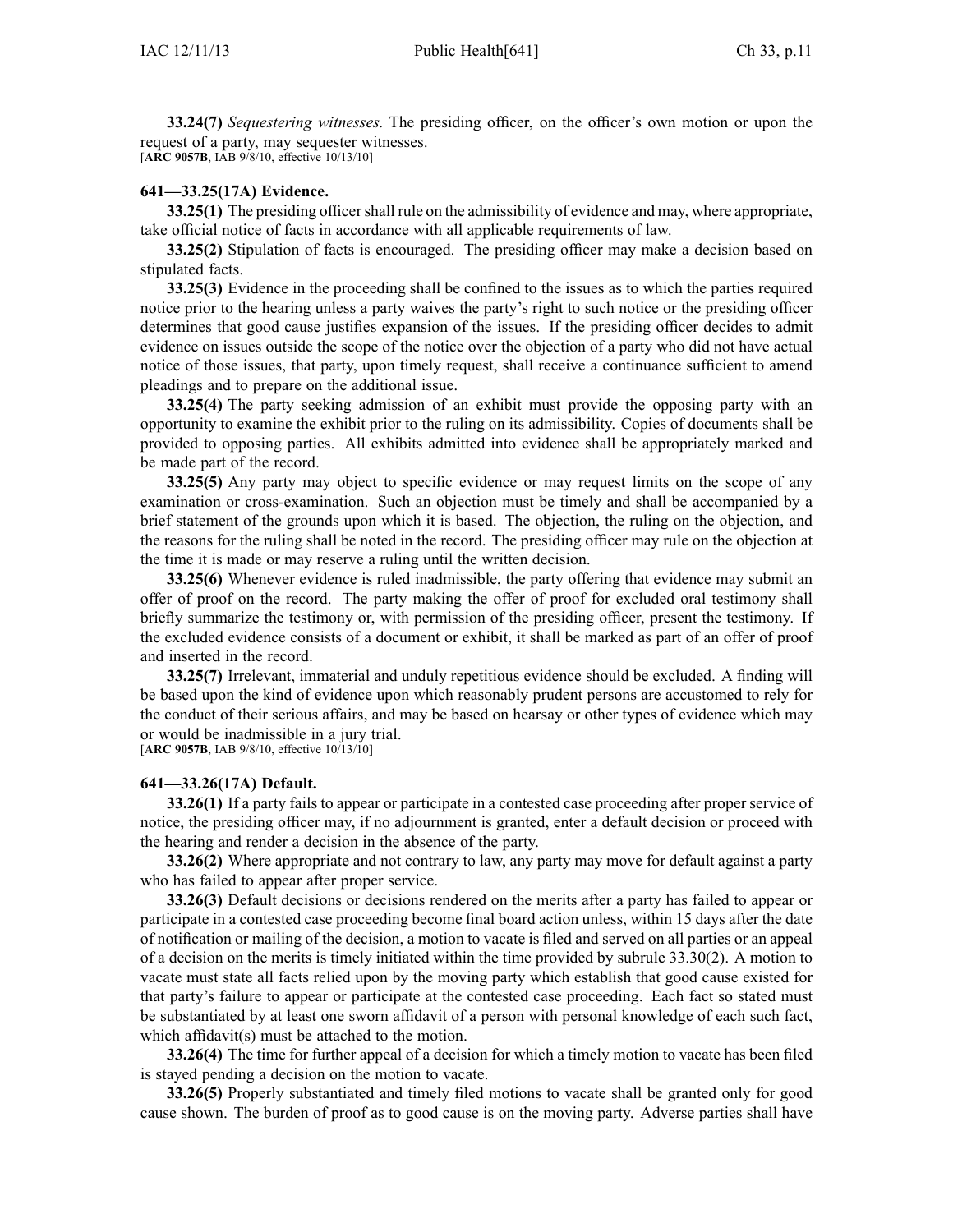**33.24(7)** *Sequestering witnesses.* The presiding officer, on the officer's own motion or upon the request of a party, may sequester witnesses.
[**ARC 9057B**, IAB 9/8/10, effective 10/13/10]

### 641—33.25(17A) Evidence.

**33.25(1)** The presiding officer shall rule on the admissibility of evidence and may, where appropriate, take official notice of facts in accordance with all applicable requirements of law.

**33.25(2)** Stipulation of facts is encouraged. The presiding officer may make a decision based on stipulated facts.

**33.25(3)** Evidence in the proceeding shall be confined to the issues as to which the parties required notice prior to the hearing unless a party waives the party's right to such notice or the presiding officer determines that good cause justifies expansion of the issues. If the presiding officer decides to admit evidence on issues outside the scope of the notice over the objection of a party who did not have actual notice of those issues, that party, upon timely request, shall receive a continuance sufficient to amend pleadings and to prepare on the additional issue.

**33.25(4)** The party seeking admission of an exhibit must provide the opposing party with an opportunity to examine the exhibit prior to the ruling on its admissibility. Copies of documents shall be provided to opposing parties. All exhibits admitted into evidence shall be appropriately marked and be made part of the record.

**33.25(5)** Any party may object to specific evidence or may request limits on the scope of any examination or cross-examination. Such an objection must be timely and shall be accompanied by a brief statement of the grounds upon which it is based. The objection, the ruling on the objection, and the reasons for the ruling shall be noted in the record. The presiding officer may rule on the objection at the time it is made or may reserve a ruling until the written decision.

**33.25(6)** Whenever evidence is ruled inadmissible, the party offering that evidence may submit an offer of proof on the record. The party making the offer of proof for excluded oral testimony shall briefly summarize the testimony or, with permission of the presiding officer, present the testimony. If the excluded evidence consists of a document or exhibit, it shall be marked as part of an offer of proof and inserted in the record.

**33.25(7)** Irrelevant, immaterial and unduly repetitious evidence should be excluded. A finding will be based upon the kind of evidence upon which reasonably prudent persons are accustomed to rely for the conduct of their serious affairs, and may be based on hearsay or other types of evidence which may or would be inadmissible in a jury trial.
[**ARC 9057B**, IAB 9/8/10, effective 10/13/10]

### 641—33.26(17A) Default.

**33.26(1)** If a party fails to appear or participate in a contested case proceeding after proper service of notice, the presiding officer may, if no adjournment is granted, enter a default decision or proceed with the hearing and render a decision in the absence of the party.

**33.26(2)** Where appropriate and not contrary to law, any party may move for default against a party who has failed to appear after proper service.

**33.26(3)** Default decisions or decisions rendered on the merits after a party has failed to appear or participate in a contested case proceeding become final board action unless, within 15 days after the date of notification or mailing of the decision, a motion to vacate is filed and served on all parties or an appeal of a decision on the merits is timely initiated within the time provided by subrule 33.30(2). A motion to vacate must state all facts relied upon by the moving party which establish that good cause existed for that party's failure to appear or participate at the contested case proceeding. Each fact so stated must be substantiated by at least one sworn affidavit of a person with personal knowledge of each such fact, which affidavit(s) must be attached to the motion.

**33.26(4)** The time for further appeal of a decision for which a timely motion to vacate has been filed is stayed pending a decision on the motion to vacate.

**33.26(5)** Properly substantiated and timely filed motions to vacate shall be granted only for good cause shown. The burden of proof as to good cause is on the moving party. Adverse parties shall have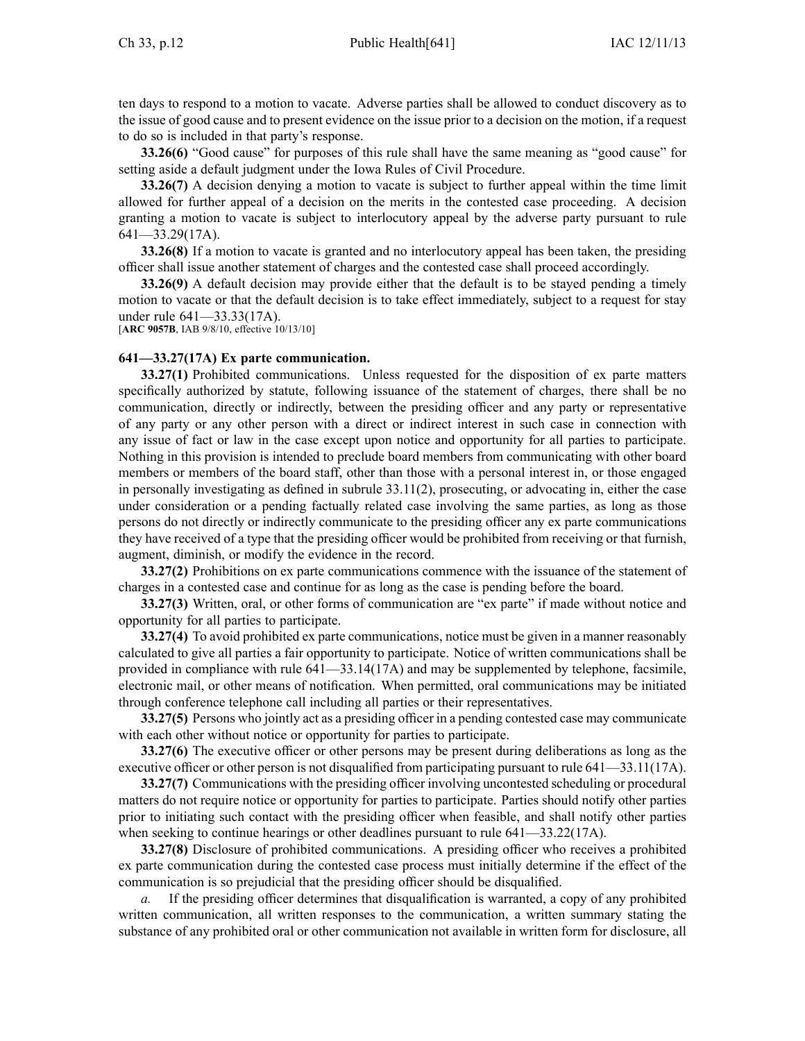ten days to respond to a motion to vacate. Adverse parties shall be allowed to conduct discovery as to the issue of good cause and to present evidence on the issue prior to a decision on the motion, if a request to do so is included in that party's response.

**33.26(6)** "Good cause" for purposes of this rule shall have the same meaning as "good cause" for setting aside a default judgment under the Iowa Rules of Civil Procedure.

**33.26(7)** A decision denying a motion to vacate is subject to further appeal within the time limit allowed for further appeal of a decision on the merits in the contested case proceeding. A decision granting a motion to vacate is subject to interlocutory appeal by the adverse party pursuant to rule 641—33.29(17A).

**33.26(8)** If a motion to vacate is granted and no interlocutory appeal has been taken, the presiding officer shall issue another statement of charges and the contested case shall proceed accordingly.

**33.26(9)** A default decision may provide either that the default is to be stayed pending a timely motion to vacate or that the default decision is to take effect immediately, subject to a request for stay under rule 641—33.33(17A).
[**ARC 9057B**, IAB 9/8/10, effective 10/13/10]

**641—33.27(17A) Ex parte communication.**

**33.27(1)** Prohibited communications. Unless requested for the disposition of ex parte matters specifically authorized by statute, following issuance of the statement of charges, there shall be no communication, directly or indirectly, between the presiding officer and any party or representative of any party or any other person with a direct or indirect interest in such case in connection with any issue of fact or law in the case except upon notice and opportunity for all parties to participate. Nothing in this provision is intended to preclude board members from communicating with other board members or members of the board staff, other than those with a personal interest in, or those engaged in personally investigating as defined in subrule 33.11(2), prosecuting, or advocating in, either the case under consideration or a pending factually related case involving the same parties, as long as those persons do not directly or indirectly communicate to the presiding officer any ex parte communications they have received of a type that the presiding officer would be prohibited from receiving or that furnish, augment, diminish, or modify the evidence in the record.

**33.27(2)** Prohibitions on ex parte communications commence with the issuance of the statement of charges in a contested case and continue for as long as the case is pending before the board.

**33.27(3)** Written, oral, or other forms of communication are "ex parte" if made without notice and opportunity for all parties to participate.

**33.27(4)** To avoid prohibited ex parte communications, notice must be given in a manner reasonably calculated to give all parties a fair opportunity to participate. Notice of written communications shall be provided in compliance with rule 641—33.14(17A) and may be supplemented by telephone, facsimile, electronic mail, or other means of notification. When permitted, oral communications may be initiated through conference telephone call including all parties or their representatives.

**33.27(5)** Persons who jointly act as a presiding officer in a pending contested case may communicate with each other without notice or opportunity for parties to participate.

**33.27(6)** The executive officer or other persons may be present during deliberations as long as the executive officer or other person is not disqualified from participating pursuant to rule 641—33.11(17A).

**33.27(7)** Communications with the presiding officer involving uncontested scheduling or procedural matters do not require notice or opportunity for parties to participate. Parties should notify other parties prior to initiating such contact with the presiding officer when feasible, and shall notify other parties when seeking to continue hearings or other deadlines pursuant to rule 641—33.22(17A).

**33.27(8)** Disclosure of prohibited communications. A presiding officer who receives a prohibited ex parte communication during the contested case process must initially determine if the effect of the communication is so prejudicial that the presiding officer should be disqualified.

*a.* If the presiding officer determines that disqualification is warranted, a copy of any prohibited written communication, all written responses to the communication, a written summary stating the substance of any prohibited oral or other communication not available in written form for disclosure, all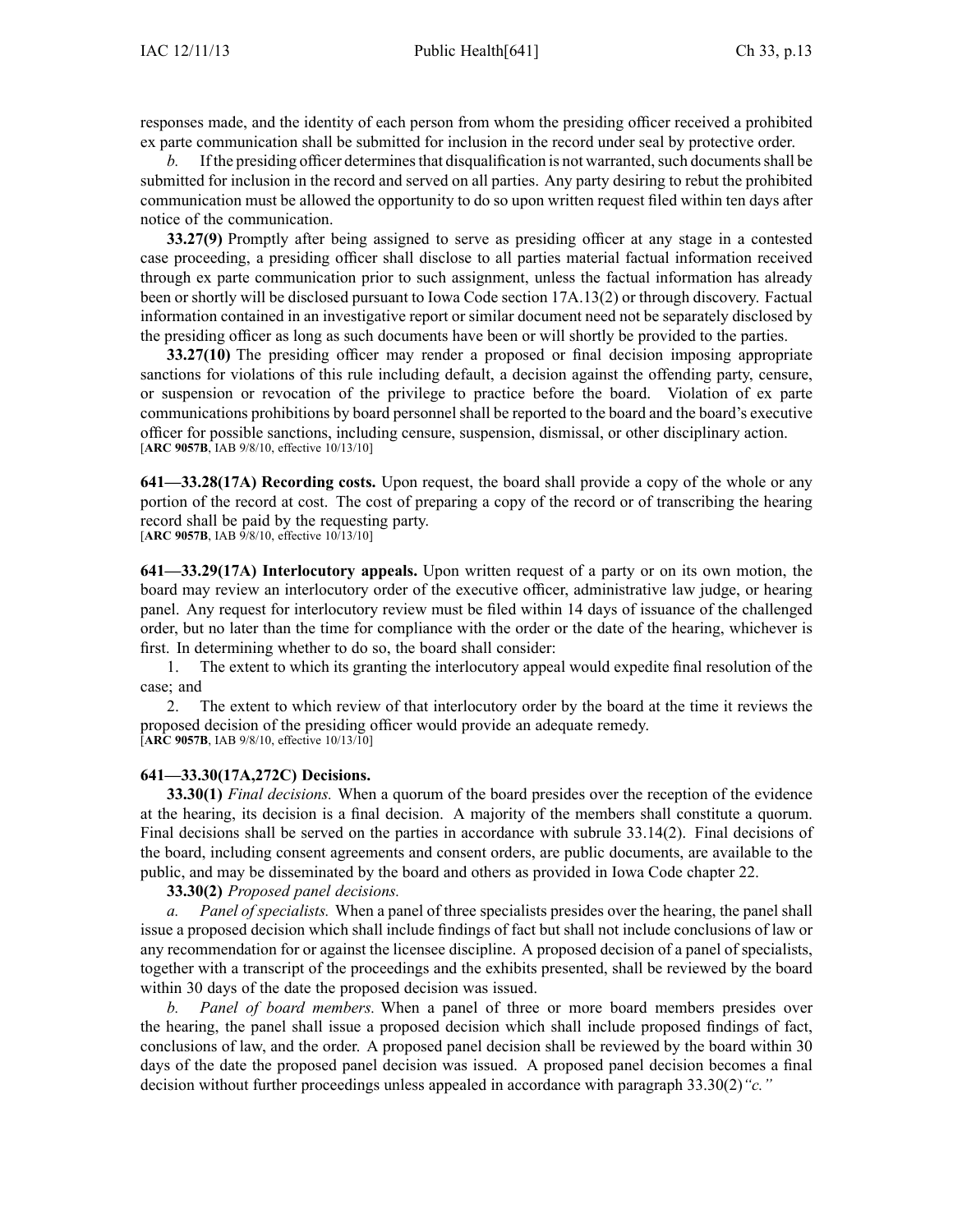responses made, and the identity of each person from whom the presiding officer received a prohibited ex parte communication shall be submitted for inclusion in the record under seal by protective order.

*b.* If the presiding officer determines that disqualification is not warranted, such documents shall be submitted for inclusion in the record and served on all parties. Any party desiring to rebut the prohibited communication must be allowed the opportunity to do so upon written request filed within ten days after notice of the communication.

**33.27(9)** Promptly after being assigned to serve as presiding officer at any stage in a contested case proceeding, a presiding officer shall disclose to all parties material factual information received through ex parte communication prior to such assignment, unless the factual information has already been or shortly will be disclosed pursuant to Iowa Code section 17A.13(2) or through discovery. Factual information contained in an investigative report or similar document need not be separately disclosed by the presiding officer as long as such documents have been or will shortly be provided to the parties.

**33.27(10)** The presiding officer may render a proposed or final decision imposing appropriate sanctions for violations of this rule including default, a decision against the offending party, censure, or suspension or revocation of the privilege to practice before the board. Violation of ex parte communications prohibitions by board personnel shall be reported to the board and the board's executive officer for possible sanctions, including censure, suspension, dismissal, or other disciplinary action.
[**ARC 9057B**, IAB 9/8/10, effective 10/13/10]

**641—33.28(17A) Recording costs.** Upon request, the board shall provide a copy of the whole or any portion of the record at cost. The cost of preparing a copy of the record or of transcribing the hearing record shall be paid by the requesting party.
[**ARC 9057B**, IAB 9/8/10, effective 10/13/10]

**641—33.29(17A) Interlocutory appeals.** Upon written request of a party or on its own motion, the board may review an interlocutory order of the executive officer, administrative law judge, or hearing panel. Any request for interlocutory review must be filed within 14 days of issuance of the challenged order, but no later than the time for compliance with the order or the date of the hearing, whichever is first. In determining whether to do so, the board shall consider:

1. The extent to which its granting the interlocutory appeal would expedite final resolution of the case; and

2. The extent to which review of that interlocutory order by the board at the time it reviews the proposed decision of the presiding officer would provide an adequate remedy.
[**ARC 9057B**, IAB 9/8/10, effective 10/13/10]

**641—33.30(17A,272C) Decisions.**

**33.30(1)** *Final decisions.* When a quorum of the board presides over the reception of the evidence at the hearing, its decision is a final decision. A majority of the members shall constitute a quorum. Final decisions shall be served on the parties in accordance with subrule 33.14(2). Final decisions of the board, including consent agreements and consent orders, are public documents, are available to the public, and may be disseminated by the board and others as provided in Iowa Code chapter 22.

**33.30(2)** *Proposed panel decisions.*

*a. Panel of specialists.* When a panel of three specialists presides over the hearing, the panel shall issue a proposed decision which shall include findings of fact but shall not include conclusions of law or any recommendation for or against the licensee discipline. A proposed decision of a panel of specialists, together with a transcript of the proceedings and the exhibits presented, shall be reviewed by the board within 30 days of the date the proposed decision was issued.

*b. Panel of board members.* When a panel of three or more board members presides over the hearing, the panel shall issue a proposed decision which shall include proposed findings of fact, conclusions of law, and the order. A proposed panel decision shall be reviewed by the board within 30 days of the date the proposed panel decision was issued. A proposed panel decision becomes a final decision without further proceedings unless appealed in accordance with paragraph 33.30(2)*"c."*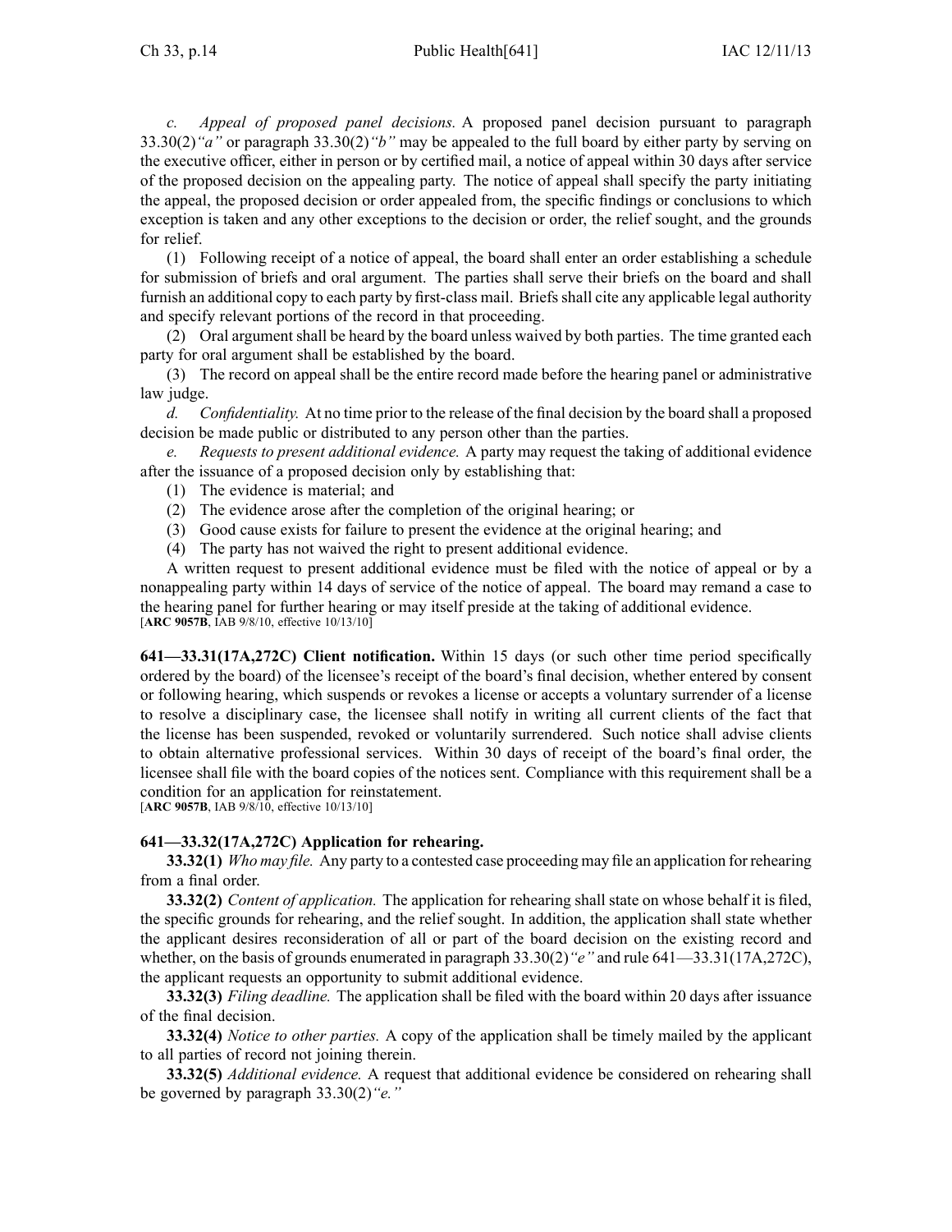*c. Appeal of proposed panel decisions.* A proposed panel decision pursuant to paragraph 33.30(2)*"a"* or paragraph 33.30(2)*"b"* may be appealed to the full board by either party by serving on the executive officer, either in person or by certified mail, a notice of appeal within 30 days after service of the proposed decision on the appealing party. The notice of appeal shall specify the party initiating the appeal, the proposed decision or order appealed from, the specific findings or conclusions to which exception is taken and any other exceptions to the decision or order, the relief sought, and the grounds for relief.

(1) Following receipt of a notice of appeal, the board shall enter an order establishing a schedule for submission of briefs and oral argument. The parties shall serve their briefs on the board and shall furnish an additional copy to each party by first-class mail. Briefs shall cite any applicable legal authority and specify relevant portions of the record in that proceeding.

(2) Oral argument shall be heard by the board unless waived by both parties. The time granted each party for oral argument shall be established by the board.

(3) The record on appeal shall be the entire record made before the hearing panel or administrative law judge.

*d. Confidentiality.* At no time prior to the release of the final decision by the board shall a proposed decision be made public or distributed to any person other than the parties.

*e. Requests to present additional evidence.* A party may request the taking of additional evidence after the issuance of a proposed decision only by establishing that:

(1) The evidence is material; and

(2) The evidence arose after the completion of the original hearing; or

(3) Good cause exists for failure to present the evidence at the original hearing; and

(4) The party has not waived the right to present additional evidence.

A written request to present additional evidence must be filed with the notice of appeal or by a nonappealing party within 14 days of service of the notice of appeal. The board may remand a case to the hearing panel for further hearing or may itself preside at the taking of additional evidence.
[**ARC 9057B**, IAB 9/8/10, effective 10/13/10]

**641—33.31(17A,272C) Client notification.** Within 15 days (or such other time period specifically ordered by the board) of the licensee's receipt of the board's final decision, whether entered by consent or following hearing, which suspends or revokes a license or accepts a voluntary surrender of a license to resolve a disciplinary case, the licensee shall notify in writing all current clients of the fact that the license has been suspended, revoked or voluntarily surrendered. Such notice shall advise clients to obtain alternative professional services. Within 30 days of receipt of the board's final order, the licensee shall file with the board copies of the notices sent. Compliance with this requirement shall be a condition for an application for reinstatement.
[**ARC 9057B**, IAB 9/8/10, effective 10/13/10]

**641—33.32(17A,272C) Application for rehearing.**

**33.32(1)** *Who may file.* Any party to a contested case proceeding may file an application for rehearing from a final order.

**33.32(2)** *Content of application.* The application for rehearing shall state on whose behalf it is filed, the specific grounds for rehearing, and the relief sought. In addition, the application shall state whether the applicant desires reconsideration of all or part of the board decision on the existing record and whether, on the basis of grounds enumerated in paragraph 33.30(2)*"e"* and rule 641—33.31(17A,272C), the applicant requests an opportunity to submit additional evidence.

**33.32(3)** *Filing deadline.* The application shall be filed with the board within 20 days after issuance of the final decision.

**33.32(4)** *Notice to other parties.* A copy of the application shall be timely mailed by the applicant to all parties of record not joining therein.

**33.32(5)** *Additional evidence.* A request that additional evidence be considered on rehearing shall be governed by paragraph 33.30(2)*"e."*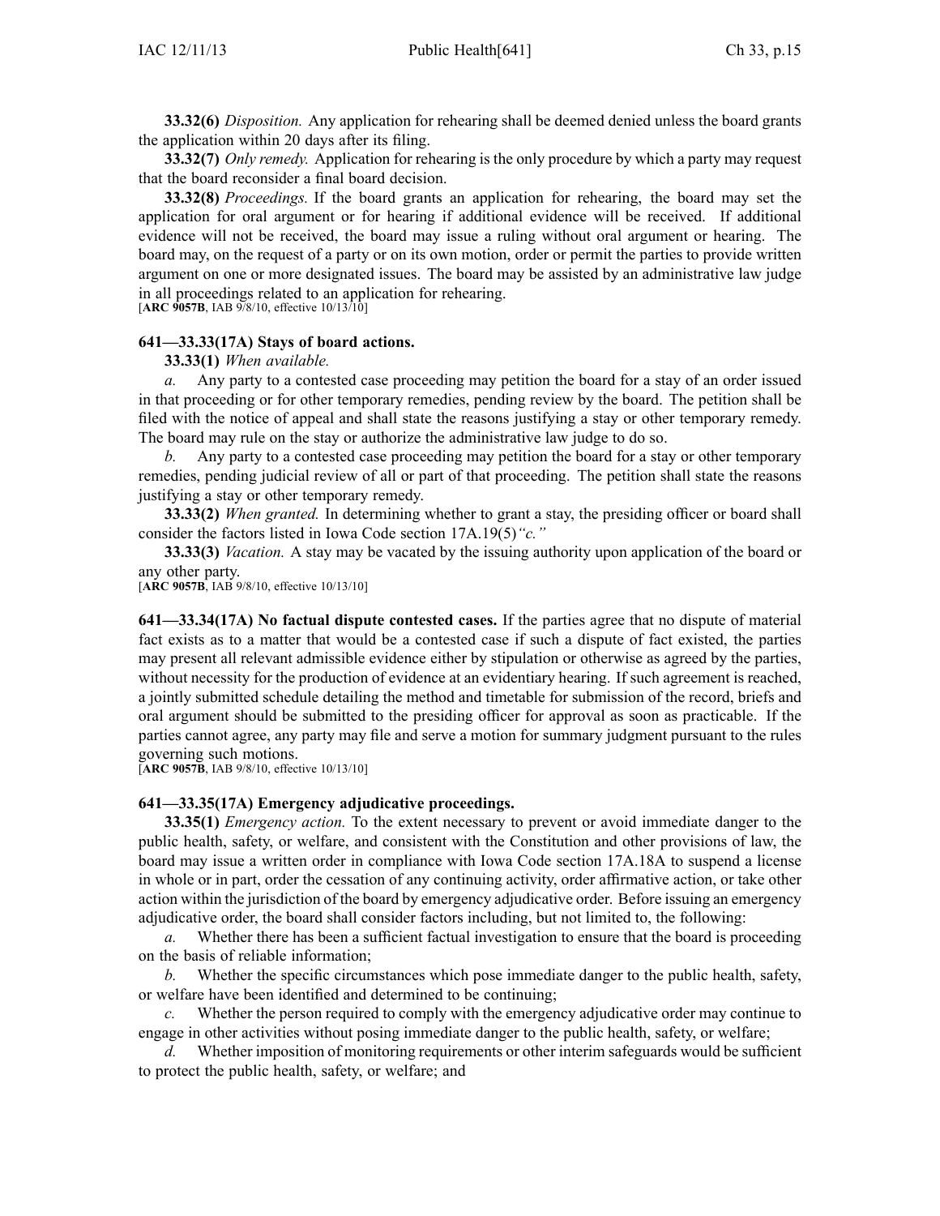**33.32(6)** *Disposition.* Any application for rehearing shall be deemed denied unless the board grants the application within 20 days after its filing.

**33.32(7)** *Only remedy.* Application for rehearing is the only procedure by which a party may request that the board reconsider a final board decision.

**33.32(8)** *Proceedings.* If the board grants an application for rehearing, the board may set the application for oral argument or for hearing if additional evidence will be received. If additional evidence will not be received, the board may issue a ruling without oral argument or hearing. The board may, on the request of a party or on its own motion, order or permit the parties to provide written argument on one or more designated issues. The board may be assisted by an administrative law judge in all proceedings related to an application for rehearing.
[**ARC 9057B**, IAB 9/8/10, effective 10/13/10]

### 641—33.33(17A) Stays of board actions.

**33.33(1)** *When available.*

*a.* Any party to a contested case proceeding may petition the board for a stay of an order issued in that proceeding or for other temporary remedies, pending review by the board. The petition shall be filed with the notice of appeal and shall state the reasons justifying a stay or other temporary remedy. The board may rule on the stay or authorize the administrative law judge to do so.

*b.* Any party to a contested case proceeding may petition the board for a stay or other temporary remedies, pending judicial review of all or part of that proceeding. The petition shall state the reasons justifying a stay or other temporary remedy.

**33.33(2)** *When granted.* In determining whether to grant a stay, the presiding officer or board shall consider the factors listed in Iowa Code section 17A.19(5)*"c."*

**33.33(3)** *Vacation.* A stay may be vacated by the issuing authority upon application of the board or any other party.
[**ARC 9057B**, IAB 9/8/10, effective 10/13/10]

**641—33.34(17A) No factual dispute contested cases.** If the parties agree that no dispute of material fact exists as to a matter that would be a contested case if such a dispute of fact existed, the parties may present all relevant admissible evidence either by stipulation or otherwise as agreed by the parties, without necessity for the production of evidence at an evidentiary hearing. If such agreement is reached, a jointly submitted schedule detailing the method and timetable for submission of the record, briefs and oral argument should be submitted to the presiding officer for approval as soon as practicable. If the parties cannot agree, any party may file and serve a motion for summary judgment pursuant to the rules governing such motions.
[**ARC 9057B**, IAB 9/8/10, effective 10/13/10]

### 641—33.35(17A) Emergency adjudicative proceedings.

**33.35(1)** *Emergency action.* To the extent necessary to prevent or avoid immediate danger to the public health, safety, or welfare, and consistent with the Constitution and other provisions of law, the board may issue a written order in compliance with Iowa Code section 17A.18A to suspend a license in whole or in part, order the cessation of any continuing activity, order affirmative action, or take other action within the jurisdiction of the board by emergency adjudicative order. Before issuing an emergency adjudicative order, the board shall consider factors including, but not limited to, the following:

*a.* Whether there has been a sufficient factual investigation to ensure that the board is proceeding on the basis of reliable information;

*b.* Whether the specific circumstances which pose immediate danger to the public health, safety, or welfare have been identified and determined to be continuing;

*c.* Whether the person required to comply with the emergency adjudicative order may continue to engage in other activities without posing immediate danger to the public health, safety, or welfare;

*d.* Whether imposition of monitoring requirements or other interim safeguards would be sufficient to protect the public health, safety, or welfare; and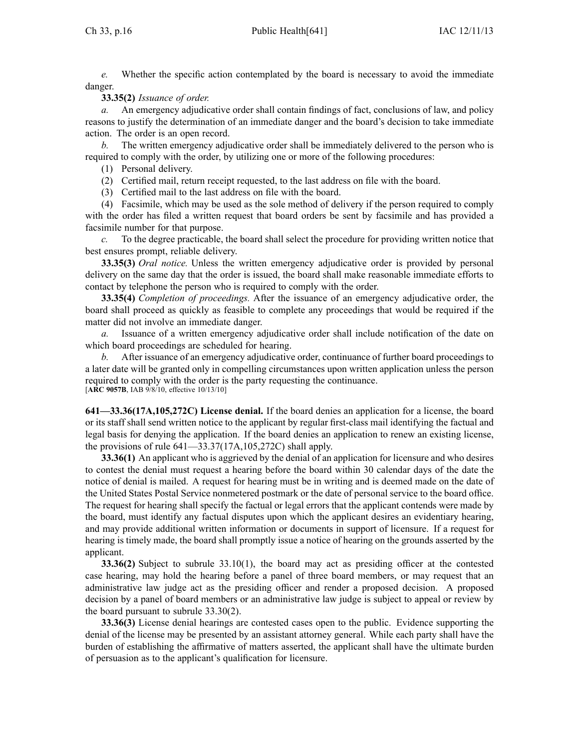*e.* Whether the specific action contemplated by the board is necessary to avoid the immediate danger.

**33.35(2)** *Issuance of order.*

*a.* An emergency adjudicative order shall contain findings of fact, conclusions of law, and policy reasons to justify the determination of an immediate danger and the board's decision to take immediate action. The order is an open record.

*b.* The written emergency adjudicative order shall be immediately delivered to the person who is required to comply with the order, by utilizing one or more of the following procedures:

(1) Personal delivery.

(2) Certified mail, return receipt requested, to the last address on file with the board.

(3) Certified mail to the last address on file with the board.

(4) Facsimile, which may be used as the sole method of delivery if the person required to comply with the order has filed a written request that board orders be sent by facsimile and has provided a facsimile number for that purpose.

*c.* To the degree practicable, the board shall select the procedure for providing written notice that best ensures prompt, reliable delivery.

**33.35(3)** *Oral notice.* Unless the written emergency adjudicative order is provided by personal delivery on the same day that the order is issued, the board shall make reasonable immediate efforts to contact by telephone the person who is required to comply with the order.

**33.35(4)** *Completion of proceedings.* After the issuance of an emergency adjudicative order, the board shall proceed as quickly as feasible to complete any proceedings that would be required if the matter did not involve an immediate danger.

*a.* Issuance of a written emergency adjudicative order shall include notification of the date on which board proceedings are scheduled for hearing.

*b.* After issuance of an emergency adjudicative order, continuance of further board proceedings to a later date will be granted only in compelling circumstances upon written application unless the person required to comply with the order is the party requesting the continuance.

[**ARC 9057B**, IAB 9/8/10, effective 10/13/10]

**641—33.36(17A,105,272C) License denial.** If the board denies an application for a license, the board or its staff shall send written notice to the applicant by regular first-class mail identifying the factual and legal basis for denying the application. If the board denies an application to renew an existing license, the provisions of rule 641—33.37(17A,105,272C) shall apply.

**33.36(1)** An applicant who is aggrieved by the denial of an application for licensure and who desires to contest the denial must request a hearing before the board within 30 calendar days of the date the notice of denial is mailed. A request for hearing must be in writing and is deemed made on the date of the United States Postal Service nonmetered postmark or the date of personal service to the board office. The request for hearing shall specify the factual or legal errors that the applicant contends were made by the board, must identify any factual disputes upon which the applicant desires an evidentiary hearing, and may provide additional written information or documents in support of licensure. If a request for hearing is timely made, the board shall promptly issue a notice of hearing on the grounds asserted by the applicant.

**33.36(2)** Subject to subrule 33.10(1), the board may act as presiding officer at the contested case hearing, may hold the hearing before a panel of three board members, or may request that an administrative law judge act as the presiding officer and render a proposed decision. A proposed decision by a panel of board members or an administrative law judge is subject to appeal or review by the board pursuant to subrule 33.30(2).

**33.36(3)** License denial hearings are contested cases open to the public. Evidence supporting the denial of the license may be presented by an assistant attorney general. While each party shall have the burden of establishing the affirmative of matters asserted, the applicant shall have the ultimate burden of persuasion as to the applicant's qualification for licensure.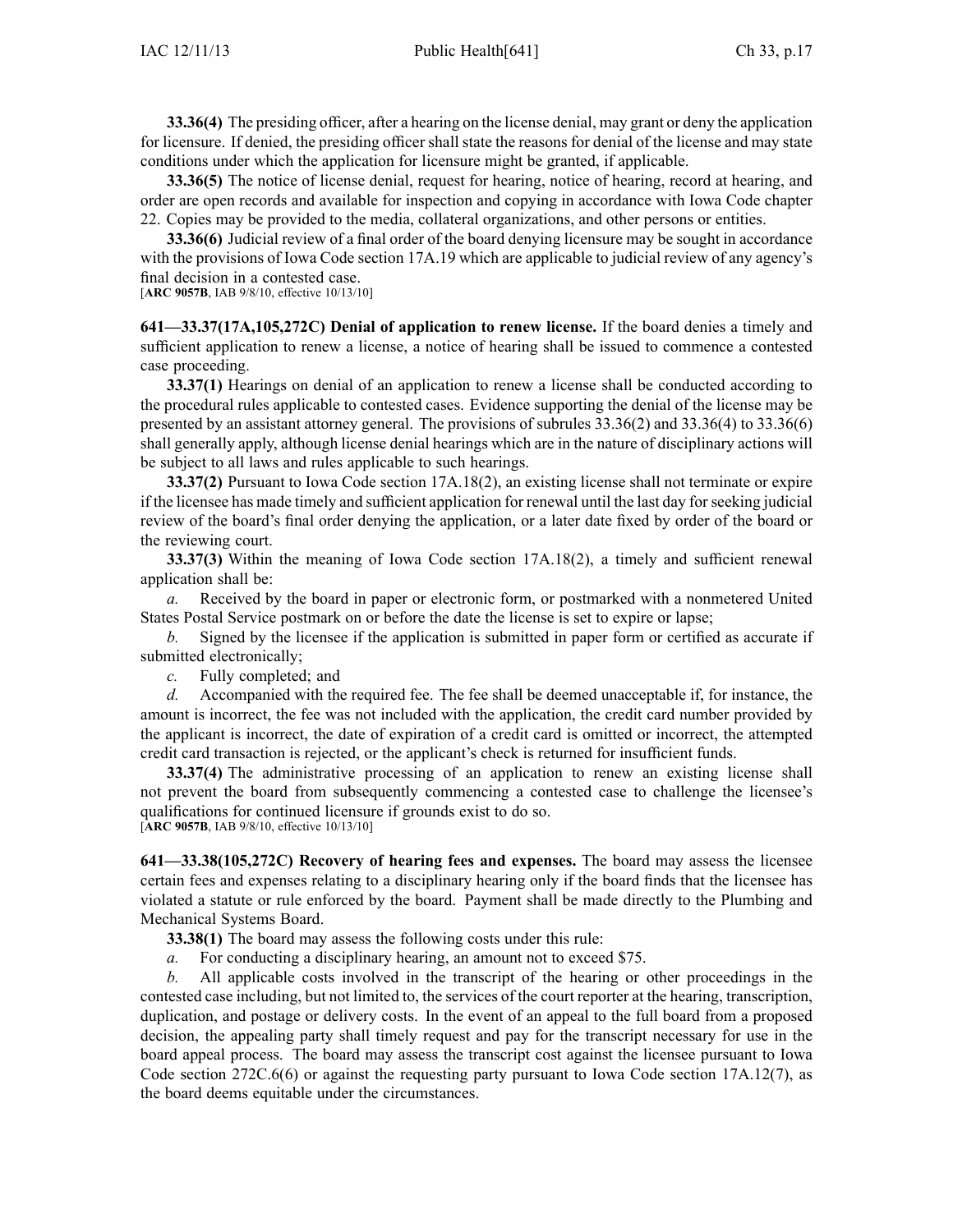**33.36(4)** The presiding officer, after a hearing on the license denial, may grant or deny the application for licensure. If denied, the presiding officer shall state the reasons for denial of the license and may state conditions under which the application for licensure might be granted, if applicable.

**33.36(5)** The notice of license denial, request for hearing, notice of hearing, record at hearing, and order are open records and available for inspection and copying in accordance with Iowa Code chapter 22. Copies may be provided to the media, collateral organizations, and other persons or entities.

**33.36(6)** Judicial review of a final order of the board denying licensure may be sought in accordance with the provisions of Iowa Code section 17A.19 which are applicable to judicial review of any agency's final decision in a contested case.
[**ARC 9057B**, IAB 9/8/10, effective 10/13/10]

**641—33.37(17A,105,272C) Denial of application to renew license.** If the board denies a timely and sufficient application to renew a license, a notice of hearing shall be issued to commence a contested case proceeding.

**33.37(1)** Hearings on denial of an application to renew a license shall be conducted according to the procedural rules applicable to contested cases. Evidence supporting the denial of the license may be presented by an assistant attorney general. The provisions of subrules 33.36(2) and 33.36(4) to 33.36(6) shall generally apply, although license denial hearings which are in the nature of disciplinary actions will be subject to all laws and rules applicable to such hearings.

**33.37(2)** Pursuant to Iowa Code section 17A.18(2), an existing license shall not terminate or expire if the licensee has made timely and sufficient application for renewal until the last day for seeking judicial review of the board's final order denying the application, or a later date fixed by order of the board or the reviewing court.

**33.37(3)** Within the meaning of Iowa Code section 17A.18(2), a timely and sufficient renewal application shall be:

*a.* Received by the board in paper or electronic form, or postmarked with a nonmetered United States Postal Service postmark on or before the date the license is set to expire or lapse;

*b.* Signed by the licensee if the application is submitted in paper form or certified as accurate if submitted electronically;

*c.* Fully completed; and

*d.* Accompanied with the required fee. The fee shall be deemed unacceptable if, for instance, the amount is incorrect, the fee was not included with the application, the credit card number provided by the applicant is incorrect, the date of expiration of a credit card is omitted or incorrect, the attempted credit card transaction is rejected, or the applicant's check is returned for insufficient funds.

**33.37(4)** The administrative processing of an application to renew an existing license shall not prevent the board from subsequently commencing a contested case to challenge the licensee's qualifications for continued licensure if grounds exist to do so.
[**ARC 9057B**, IAB 9/8/10, effective 10/13/10]

**641—33.38(105,272C) Recovery of hearing fees and expenses.** The board may assess the licensee certain fees and expenses relating to a disciplinary hearing only if the board finds that the licensee has violated a statute or rule enforced by the board. Payment shall be made directly to the Plumbing and Mechanical Systems Board.

**33.38(1)** The board may assess the following costs under this rule:

*a.* For conducting a disciplinary hearing, an amount not to exceed $75.

*b.* All applicable costs involved in the transcript of the hearing or other proceedings in the contested case including, but not limited to, the services of the court reporter at the hearing, transcription, duplication, and postage or delivery costs. In the event of an appeal to the full board from a proposed decision, the appealing party shall timely request and pay for the transcript necessary for use in the board appeal process. The board may assess the transcript cost against the licensee pursuant to Iowa Code section 272C.6(6) or against the requesting party pursuant to Iowa Code section 17A.12(7), as the board deems equitable under the circumstances.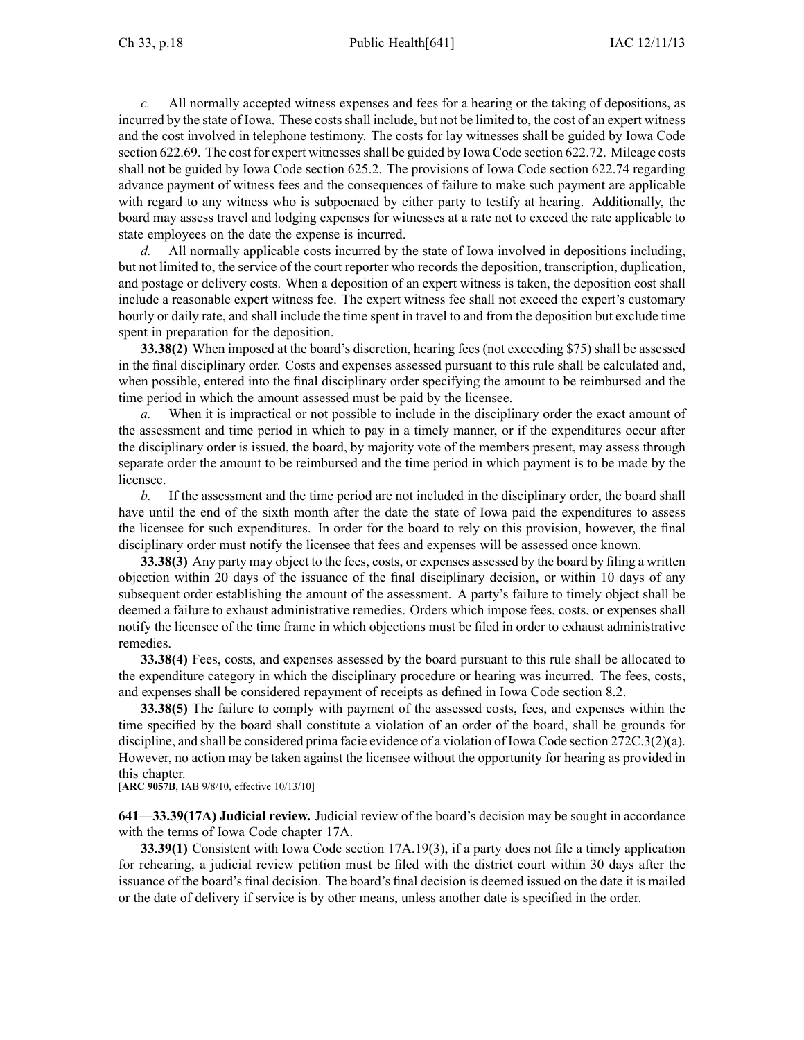*c.* All normally accepted witness expenses and fees for a hearing or the taking of depositions, as incurred by the state of Iowa. These costs shall include, but not be limited to, the cost of an expert witness and the cost involved in telephone testimony. The costs for lay witnesses shall be guided by Iowa Code section 622.69. The cost for expert witnesses shall be guided by Iowa Code section 622.72. Mileage costs shall not be guided by Iowa Code section 625.2. The provisions of Iowa Code section 622.74 regarding advance payment of witness fees and the consequences of failure to make such payment are applicable with regard to any witness who is subpoenaed by either party to testify at hearing. Additionally, the board may assess travel and lodging expenses for witnesses at a rate not to exceed the rate applicable to state employees on the date the expense is incurred.

*d.* All normally applicable costs incurred by the state of Iowa involved in depositions including, but not limited to, the service of the court reporter who records the deposition, transcription, duplication, and postage or delivery costs. When a deposition of an expert witness is taken, the deposition cost shall include a reasonable expert witness fee. The expert witness fee shall not exceed the expert's customary hourly or daily rate, and shall include the time spent in travel to and from the deposition but exclude time spent in preparation for the deposition.

**33.38(2)** When imposed at the board's discretion, hearing fees (not exceeding $75) shall be assessed in the final disciplinary order. Costs and expenses assessed pursuant to this rule shall be calculated and, when possible, entered into the final disciplinary order specifying the amount to be reimbursed and the time period in which the amount assessed must be paid by the licensee.

*a.* When it is impractical or not possible to include in the disciplinary order the exact amount of the assessment and time period in which to pay in a timely manner, or if the expenditures occur after the disciplinary order is issued, the board, by majority vote of the members present, may assess through separate order the amount to be reimbursed and the time period in which payment is to be made by the licensee.

*b.* If the assessment and the time period are not included in the disciplinary order, the board shall have until the end of the sixth month after the date the state of Iowa paid the expenditures to assess the licensee for such expenditures. In order for the board to rely on this provision, however, the final disciplinary order must notify the licensee that fees and expenses will be assessed once known.

**33.38(3)** Any party may object to the fees, costs, or expenses assessed by the board by filing a written objection within 20 days of the issuance of the final disciplinary decision, or within 10 days of any subsequent order establishing the amount of the assessment. A party's failure to timely object shall be deemed a failure to exhaust administrative remedies. Orders which impose fees, costs, or expenses shall notify the licensee of the time frame in which objections must be filed in order to exhaust administrative remedies.

**33.38(4)** Fees, costs, and expenses assessed by the board pursuant to this rule shall be allocated to the expenditure category in which the disciplinary procedure or hearing was incurred. The fees, costs, and expenses shall be considered repayment of receipts as defined in Iowa Code section 8.2.

**33.38(5)** The failure to comply with payment of the assessed costs, fees, and expenses within the time specified by the board shall constitute a violation of an order of the board, shall be grounds for discipline, and shall be considered prima facie evidence of a violation of Iowa Code section 272C.3(2)(a). However, no action may be taken against the licensee without the opportunity for hearing as provided in this chapter.

[**ARC 9057B**, IAB 9/8/10, effective 10/13/10]

**641—33.39(17A) Judicial review.** Judicial review of the board's decision may be sought in accordance with the terms of Iowa Code chapter 17A.

**33.39(1)** Consistent with Iowa Code section 17A.19(3), if a party does not file a timely application for rehearing, a judicial review petition must be filed with the district court within 30 days after the issuance of the board's final decision. The board's final decision is deemed issued on the date it is mailed or the date of delivery if service is by other means, unless another date is specified in the order.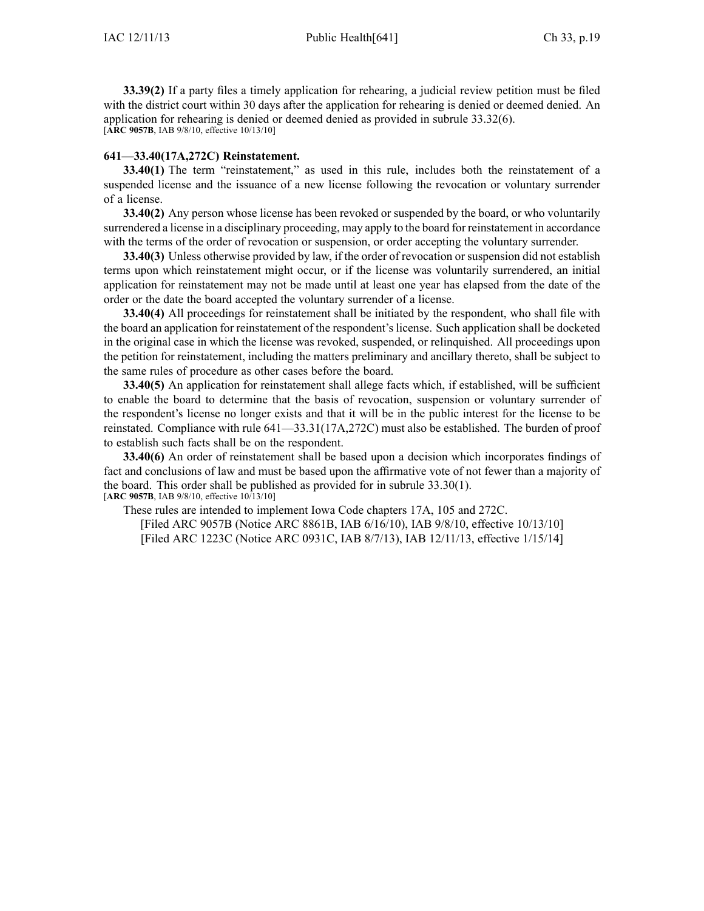**33.39(2)** If a party files a timely application for rehearing, a judicial review petition must be filed with the district court within 30 days after the application for rehearing is denied or deemed denied. An application for rehearing is denied or deemed denied as provided in subrule 33.32(6).
[**ARC 9057B**, IAB 9/8/10, effective 10/13/10]

### 641—33.40(17A,272C) Reinstatement.

**33.40(1)** The term "reinstatement," as used in this rule, includes both the reinstatement of a suspended license and the issuance of a new license following the revocation or voluntary surrender of a license.

**33.40(2)** Any person whose license has been revoked or suspended by the board, or who voluntarily surrendered a license in a disciplinary proceeding, may apply to the board for reinstatement in accordance with the terms of the order of revocation or suspension, or order accepting the voluntary surrender.

**33.40(3)** Unless otherwise provided by law, if the order of revocation or suspension did not establish terms upon which reinstatement might occur, or if the license was voluntarily surrendered, an initial application for reinstatement may not be made until at least one year has elapsed from the date of the order or the date the board accepted the voluntary surrender of a license.

**33.40(4)** All proceedings for reinstatement shall be initiated by the respondent, who shall file with the board an application for reinstatement of the respondent's license. Such application shall be docketed in the original case in which the license was revoked, suspended, or relinquished. All proceedings upon the petition for reinstatement, including the matters preliminary and ancillary thereto, shall be subject to the same rules of procedure as other cases before the board.

**33.40(5)** An application for reinstatement shall allege facts which, if established, will be sufficient to enable the board to determine that the basis of revocation, suspension or voluntary surrender of the respondent's license no longer exists and that it will be in the public interest for the license to be reinstated. Compliance with rule 641—33.31(17A,272C) must also be established. The burden of proof to establish such facts shall be on the respondent.

**33.40(6)** An order of reinstatement shall be based upon a decision which incorporates findings of fact and conclusions of law and must be based upon the affirmative vote of not fewer than a majority of the board. This order shall be published as provided for in subrule 33.30(1).
[**ARC 9057B**, IAB 9/8/10, effective 10/13/10]

These rules are intended to implement Iowa Code chapters 17A, 105 and 272C.

[Filed ARC 9057B (Notice ARC 8861B, IAB 6/16/10), IAB 9/8/10, effective 10/13/10]
[Filed ARC 1223C (Notice ARC 0931C, IAB 8/7/13), IAB 12/11/13, effective 1/15/14]